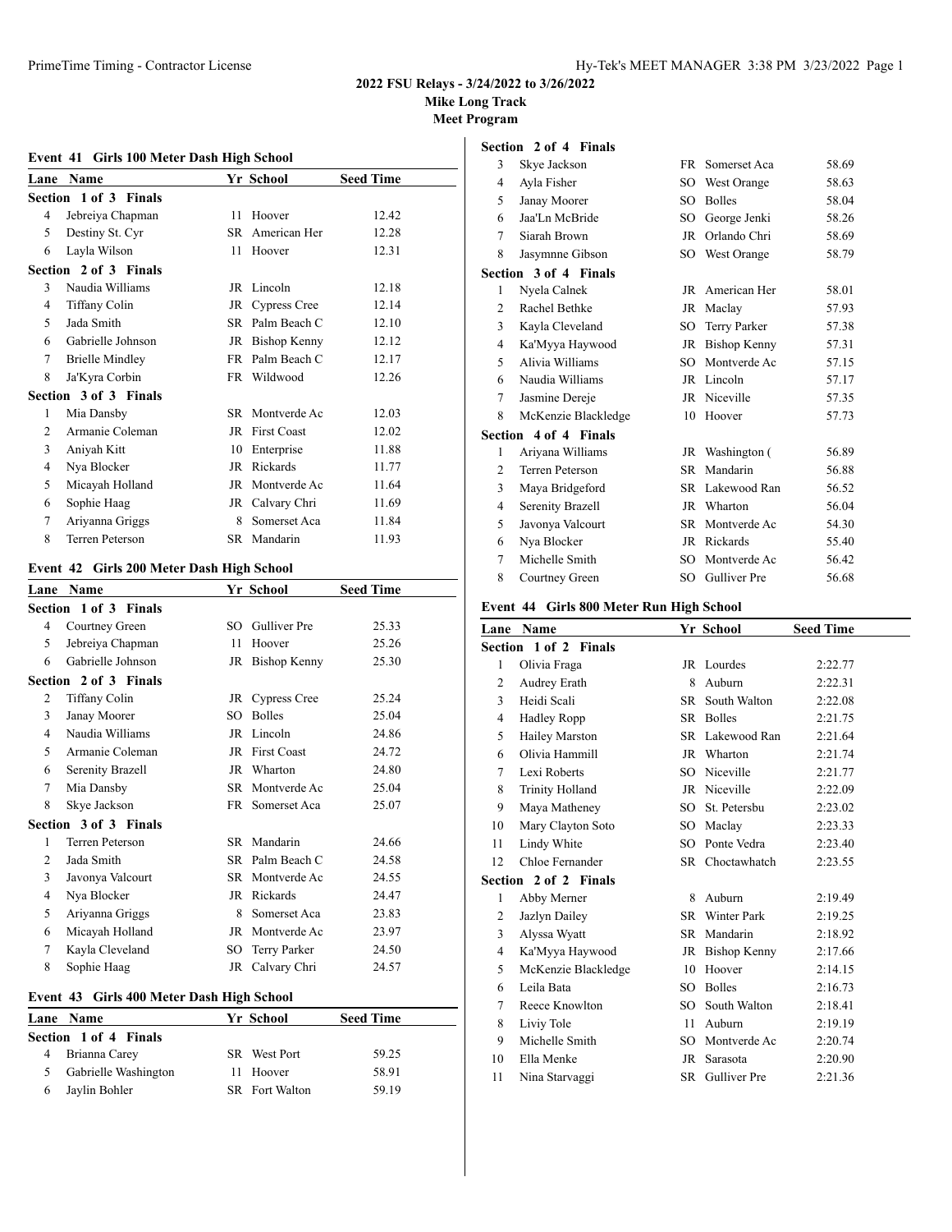# 2022 FSU Relays - 3/24/2022 to 3/26/2022

**Mike Long Track**

**Meet Program**

### Event 41 Girls 100 Meter Dash High School

| Lane | Name | Yr | School | Seed Time |
|---|---|---|---|---|
| **Section 1 of 3 Finals** | | | | |
| 4 | Jebreiya Chapman | 11 | Hoover | 12.42 |
| 5 | Destiny St. Cyr | SR | American Her | 12.28 |
| 6 | Layla Wilson | 11 | Hoover | 12.31 |
| **Section 2 of 3 Finals** | | | | |
| 3 | Naudia Williams | JR | Lincoln | 12.18 |
| 4 | Tiffany Colin | JR | Cypress Cree | 12.14 |
| 5 | Jada Smith | SR | Palm Beach C | 12.10 |
| 6 | Gabrielle Johnson | JR | Bishop Kenny | 12.12 |
| 7 | Brielle Mindley | FR | Palm Beach C | 12.17 |
| 8 | Ja'Kyra Corbin | FR | Wildwood | 12.26 |
| **Section 3 of 3 Finals** | | | | |
| 1 | Mia Dansby | SR | Montverde Ac | 12.03 |
| 2 | Armanie Coleman | JR | First Coast | 12.02 |
| 3 | Aniyah Kitt | 10 | Enterprise | 11.88 |
| 4 | Nya Blocker | JR | Rickards | 11.77 |
| 5 | Micayah Holland | JR | Montverde Ac | 11.64 |
| 6 | Sophie Haag | JR | Calvary Chri | 11.69 |
| 7 | Ariyanna Griggs | 8 | Somerset Aca | 11.84 |
| 8 | Terren Peterson | SR | Mandarin | 11.93 |

### Event 42 Girls 200 Meter Dash High School

| Lane | Name | Yr | School | Seed Time |
|---|---|---|---|---|
| **Section 1 of 3 Finals** | | | | |
| 4 | Courtney Green | SO | Gulliver Pre | 25.33 |
| 5 | Jebreiya Chapman | 11 | Hoover | 25.26 |
| 6 | Gabrielle Johnson | JR | Bishop Kenny | 25.30 |
| **Section 2 of 3 Finals** | | | | |
| 2 | Tiffany Colin | JR | Cypress Cree | 25.24 |
| 3 | Janay Moorer | SO | Bolles | 25.04 |
| 4 | Naudia Williams | JR | Lincoln | 24.86 |
| 5 | Armanie Coleman | JR | First Coast | 24.72 |
| 6 | Serenity Brazell | JR | Wharton | 24.80 |
| 7 | Mia Dansby | SR | Montverde Ac | 25.04 |
| 8 | Skye Jackson | FR | Somerset Aca | 25.07 |
| **Section 3 of 3 Finals** | | | | |
| 1 | Terren Peterson | SR | Mandarin | 24.66 |
| 2 | Jada Smith | SR | Palm Beach C | 24.58 |
| 3 | Javonya Valcourt | SR | Montverde Ac | 24.55 |
| 4 | Nya Blocker | JR | Rickards | 24.47 |
| 5 | Ariyanna Griggs | 8 | Somerset Aca | 23.83 |
| 6 | Micayah Holland | JR | Montverde Ac | 23.97 |
| 7 | Kayla Cleveland | SO | Terry Parker | 24.50 |
| 8 | Sophie Haag | JR | Calvary Chri | 24.57 |

### Event 43 Girls 400 Meter Dash High School

| Lane | Name | Yr | School | Seed Time |
|---|---|---|---|---|
| **Section 1 of 4 Finals** | | | | |
| 4 | Brianna Carey | SR | West Port | 59.25 |
| 5 | Gabrielle Washington | 11 | Hoover | 58.91 |
| 6 | Jaylin Bohler | SR | Fort Walton | 59.19 |
| **Section 2 of 4 Finals** | | | | |
| 3 | Skye Jackson | FR | Somerset Aca | 58.69 |
| 4 | Ayla Fisher | SO | West Orange | 58.63 |
| 5 | Janay Moorer | SO | Bolles | 58.04 |
| 6 | Jaa'Ln McBride | SO | George Jenki | 58.26 |
| 7 | Siarah Brown | JR | Orlando Chri | 58.69 |
| 8 | Jasymnne Gibson | SO | West Orange | 58.79 |
| **Section 3 of 4 Finals** | | | | |
| 1 | Nyela Calnek | JR | American Her | 58.01 |
| 2 | Rachel Bethke | JR | Maclay | 57.93 |
| 3 | Kayla Cleveland | SO | Terry Parker | 57.38 |
| 4 | Ka'Myya Haywood | JR | Bishop Kenny | 57.31 |
| 5 | Alivia Williams | SO | Montverde Ac | 57.15 |
| 6 | Naudia Williams | JR | Lincoln | 57.17 |
| 7 | Jasmine Dereje | JR | Niceville | 57.35 |
| 8 | McKenzie Blackledge | 10 | Hoover | 57.73 |
| **Section 4 of 4 Finals** | | | | |
| 1 | Ariyana Williams | JR | Washington ( | 56.89 |
| 2 | Terren Peterson | SR | Mandarin | 56.88 |
| 3 | Maya Bridgeford | SR | Lakewood Ran | 56.52 |
| 4 | Serenity Brazell | JR | Wharton | 56.04 |
| 5 | Javonya Valcourt | SR | Montverde Ac | 54.30 |
| 6 | Nya Blocker | JR | Rickards | 55.40 |
| 7 | Michelle Smith | SO | Montverde Ac | 56.42 |
| 8 | Courtney Green | SO | Gulliver Pre | 56.68 |

### Event 44 Girls 800 Meter Run High School

| Lane | Name | Yr | School | Seed Time |
|---|---|---|---|---|
| **Section 1 of 2 Finals** | | | | |
| 1 | Olivia Fraga | JR | Lourdes | 2:22.77 |
| 2 | Audrey Erath | 8 | Auburn | 2:22.31 |
| 3 | Heidi Scali | SR | South Walton | 2:22.08 |
| 4 | Hadley Ropp | SR | Bolles | 2:21.75 |
| 5 | Hailey Marston | SR | Lakewood Ran | 2:21.64 |
| 6 | Olivia Hammill | JR | Wharton | 2:21.74 |
| 7 | Lexi Roberts | SO | Niceville | 2:21.77 |
| 8 | Trinity Holland | JR | Niceville | 2:22.09 |
| 9 | Maya Matheney | SO | St. Petersbu | 2:23.02 |
| 10 | Mary Clayton Soto | SO | Maclay | 2:23.33 |
| 11 | Lindy White | SO | Ponte Vedra | 2:23.40 |
| 12 | Chloe Fernander | SR | Choctawhatch | 2:23.55 |
| **Section 2 of 2 Finals** | | | | |
| 1 | Abby Merner | 8 | Auburn | 2:19.49 |
| 2 | Jazlyn Dailey | SR | Winter Park | 2:19.25 |
| 3 | Alyssa Wyatt | SR | Mandarin | 2:18.92 |
| 4 | Ka'Myya Haywood | JR | Bishop Kenny | 2:17.66 |
| 5 | McKenzie Blackledge | 10 | Hoover | 2:14.15 |
| 6 | Leila Bata | SO | Bolles | 2:16.73 |
| 7 | Reece Knowlton | SO | South Walton | 2:18.41 |
| 8 | Liviy Tole | 11 | Auburn | 2:19.19 |
| 9 | Michelle Smith | SO | Montverde Ac | 2:20.74 |
| 10 | Ella Menke | JR | Sarasota | 2:20.90 |
| 11 | Nina Starvaggi | SR | Gulliver Pre | 2:21.36 |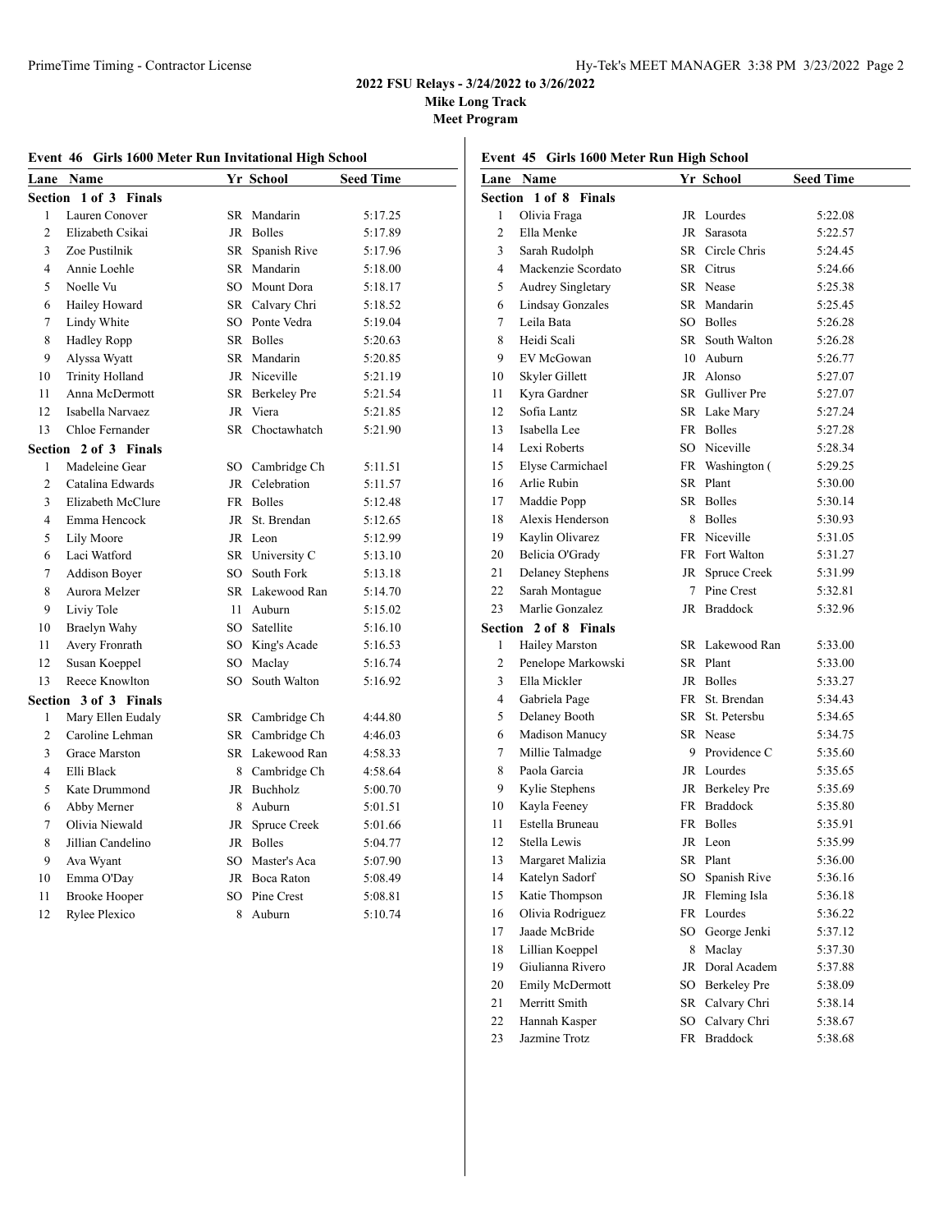**2022 FSU Relays - 3/24/2022 to 3/26/2022**

**Mike Long Track**

**Meet Program**

### Event 46 Girls 1600 Meter Run Invitational High School

| Lane | Name | Yr | School | Seed Time |
|---|---|---|---|---|
| **Section 1 of 3 Finals** | | | | |
| 1 | Lauren Conover | SR | Mandarin | 5:17.25 |
| 2 | Elizabeth Csikai | JR | Bolles | 5:17.89 |
| 3 | Zoe Pustilnik | SR | Spanish Rive | 5:17.96 |
| 4 | Annie Loehle | SR | Mandarin | 5:18.00 |
| 5 | Noelle Vu | SO | Mount Dora | 5:18.17 |
| 6 | Hailey Howard | SR | Calvary Chri | 5:18.52 |
| 7 | Lindy White | SO | Ponte Vedra | 5:19.04 |
| 8 | Hadley Ropp | SR | Bolles | 5:20.63 |
| 9 | Alyssa Wyatt | SR | Mandarin | 5:20.85 |
| 10 | Trinity Holland | JR | Niceville | 5:21.19 |
| 11 | Anna McDermott | SR | Berkeley Pre | 5:21.54 |
| 12 | Isabella Narvaez | JR | Viera | 5:21.85 |
| 13 | Chloe Fernander | SR | Choctawhatch | 5:21.90 |
| **Section 2 of 3 Finals** | | | | |
| 1 | Madeleine Gear | SO | Cambridge Ch | 5:11.51 |
| 2 | Catalina Edwards | JR | Celebration | 5:11.57 |
| 3 | Elizabeth McClure | FR | Bolles | 5:12.48 |
| 4 | Emma Hencock | JR | St. Brendan | 5:12.65 |
| 5 | Lily Moore | JR | Leon | 5:12.99 |
| 6 | Laci Watford | SR | University C | 5:13.10 |
| 7 | Addison Boyer | SO | South Fork | 5:13.18 |
| 8 | Aurora Melzer | SR | Lakewood Ran | 5:14.70 |
| 9 | Liviy Tole | 11 | Auburn | 5:15.02 |
| 10 | Braelyn Wahy | SO | Satellite | 5:16.10 |
| 11 | Avery Fronrath | SO | King's Acade | 5:16.53 |
| 12 | Susan Koeppel | SO | Maclay | 5:16.74 |
| 13 | Reece Knowlton | SO | South Walton | 5:16.92 |
| **Section 3 of 3 Finals** | | | | |
| 1 | Mary Ellen Eudaly | SR | Cambridge Ch | 4:44.80 |
| 2 | Caroline Lehman | SR | Cambridge Ch | 4:46.03 |
| 3 | Grace Marston | SR | Lakewood Ran | 4:58.33 |
| 4 | Elli Black | 8 | Cambridge Ch | 4:58.64 |
| 5 | Kate Drummond | JR | Buchholz | 5:00.70 |
| 6 | Abby Merner | 8 | Auburn | 5:01.51 |
| 7 | Olivia Niewald | JR | Spruce Creek | 5:01.66 |
| 8 | Jillian Candelino | JR | Bolles | 5:04.77 |
| 9 | Ava Wyant | SO | Master's Aca | 5:07.90 |
| 10 | Emma O'Day | JR | Boca Raton | 5:08.49 |
| 11 | Brooke Hooper | SO | Pine Crest | 5:08.81 |
| 12 | Rylee Plexico | 8 | Auburn | 5:10.74 |

### Event 45 Girls 1600 Meter Run High School

| Lane | Name | Yr | School | Seed Time |
|---|---|---|---|---|
| **Section 1 of 8 Finals** | | | | |
| 1 | Olivia Fraga | JR | Lourdes | 5:22.08 |
| 2 | Ella Menke | JR | Sarasota | 5:22.57 |
| 3 | Sarah Rudolph | SR | Circle Chris | 5:24.45 |
| 4 | Mackenzie Scordato | SR | Citrus | 5:24.66 |
| 5 | Audrey Singletary | SR | Nease | 5:25.38 |
| 6 | Lindsay Gonzales | SR | Mandarin | 5:25.45 |
| 7 | Leila Bata | SO | Bolles | 5:26.28 |
| 8 | Heidi Scali | SR | South Walton | 5:26.28 |
| 9 | EV McGowan | 10 | Auburn | 5:26.77 |
| 10 | Skyler Gillett | JR | Alonso | 5:27.07 |
| 11 | Kyra Gardner | SR | Gulliver Pre | 5:27.07 |
| 12 | Sofia Lantz | SR | Lake Mary | 5:27.24 |
| 13 | Isabella Lee | FR | Bolles | 5:27.28 |
| 14 | Lexi Roberts | SO | Niceville | 5:28.34 |
| 15 | Elyse Carmichael | FR | Washington ( | 5:29.25 |
| 16 | Arlie Rubin | SR | Plant | 5:30.00 |
| 17 | Maddie Popp | SR | Bolles | 5:30.14 |
| 18 | Alexis Henderson | 8 | Bolles | 5:30.93 |
| 19 | Kaylin Olivarez | FR | Niceville | 5:31.05 |
| 20 | Belicia O'Grady | FR | Fort Walton | 5:31.27 |
| 21 | Delaney Stephens | JR | Spruce Creek | 5:31.99 |
| 22 | Sarah Montague | 7 | Pine Crest | 5:32.81 |
| 23 | Marlie Gonzalez | JR | Braddock | 5:32.96 |
| **Section 2 of 8 Finals** | | | | |
| 1 | Hailey Marston | SR | Lakewood Ran | 5:33.00 |
| 2 | Penelope Markowski | SR | Plant | 5:33.00 |
| 3 | Ella Mickler | JR | Bolles | 5:33.27 |
| 4 | Gabriela Page | FR | St. Brendan | 5:34.43 |
| 5 | Delaney Booth | SR | St. Petersbu | 5:34.65 |
| 6 | Madison Manucy | SR | Nease | 5:34.75 |
| 7 | Millie Talmadge | 9 | Providence C | 5:35.60 |
| 8 | Paola Garcia | JR | Lourdes | 5:35.65 |
| 9 | Kylie Stephens | JR | Berkeley Pre | 5:35.69 |
| 10 | Kayla Feeney | FR | Braddock | 5:35.80 |
| 11 | Estella Bruneau | FR | Bolles | 5:35.91 |
| 12 | Stella Lewis | JR | Leon | 5:35.99 |
| 13 | Margaret Malizia | SR | Plant | 5:36.00 |
| 14 | Katelyn Sadorf | SO | Spanish Rive | 5:36.16 |
| 15 | Katie Thompson | JR | Fleming Isla | 5:36.18 |
| 16 | Olivia Rodriguez | FR | Lourdes | 5:36.22 |
| 17 | Jaade McBride | SO | George Jenki | 5:37.12 |
| 18 | Lillian Koeppel | 8 | Maclay | 5:37.30 |
| 19 | Giulianna Rivero | JR | Doral Academ | 5:37.88 |
| 20 | Emily McDermott | SO | Berkeley Pre | 5:38.09 |
| 21 | Merritt Smith | SR | Calvary Chri | 5:38.14 |
| 22 | Hannah Kasper | SO | Calvary Chri | 5:38.67 |
| 23 | Jazmine Trotz | FR | Braddock | 5:38.68 |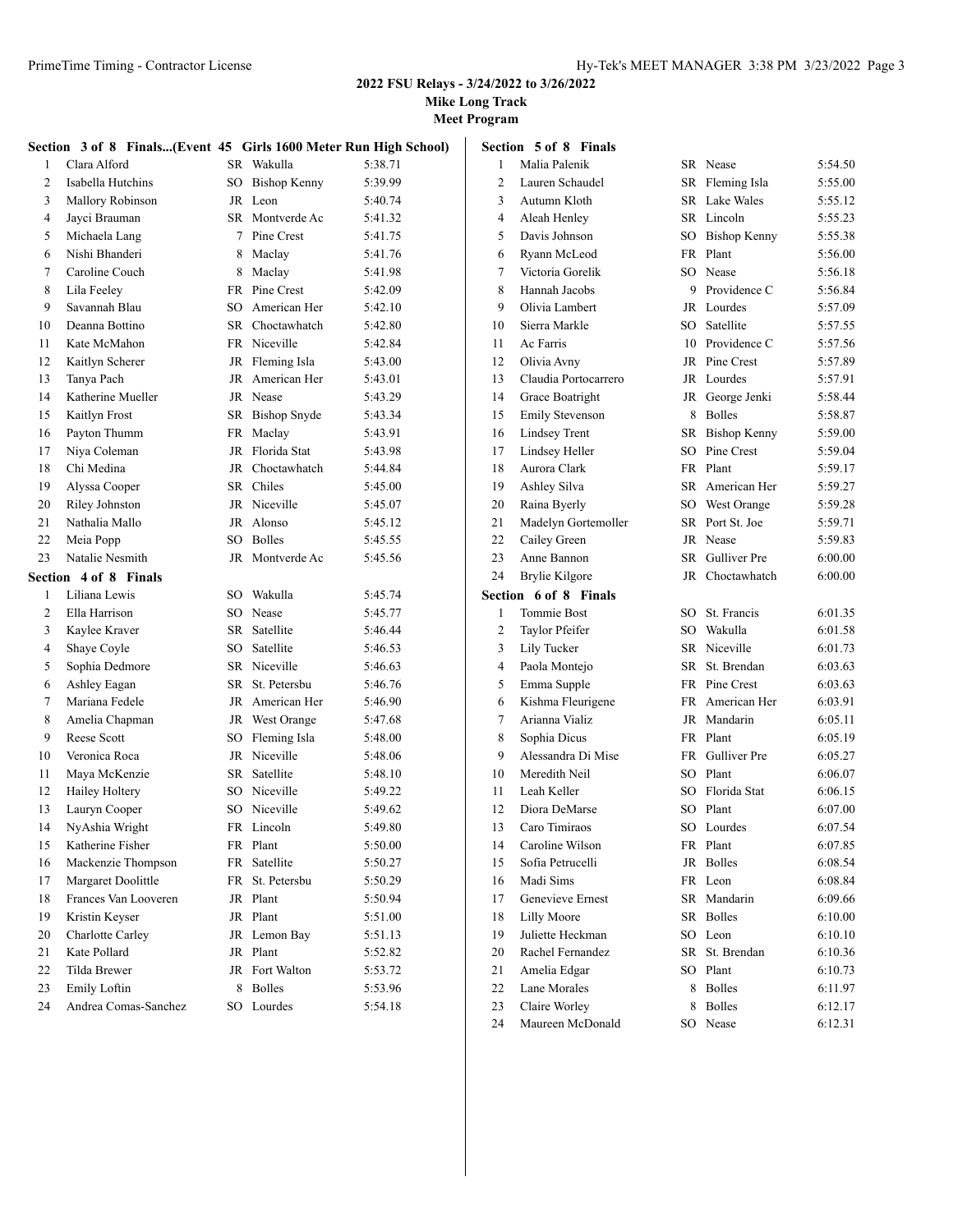**2022 FSU Relays - 3/24/2022 to 3/26/2022**
**Mike Long Track**
**Meet Program**

### Section 3 of 8 Finals...(Event 45 Girls 1600 Meter Run High School)

| # | Name | Yr | School | Seed |
|---|---|---|---|---|
| 1 | Clara Alford | SR | Wakulla | 5:38.71 |
| 2 | Isabella Hutchins | SO | Bishop Kenny | 5:39.99 |
| 3 | Mallory Robinson | JR | Leon | 5:40.74 |
| 4 | Jayci Brauman | SR | Montverde Ac | 5:41.32 |
| 5 | Michaela Lang | 7 | Pine Crest | 5:41.75 |
| 6 | Nishi Bhanderi | 8 | Maclay | 5:41.76 |
| 7 | Caroline Couch | 8 | Maclay | 5:41.98 |
| 8 | Lila Feeley | FR | Pine Crest | 5:42.09 |
| 9 | Savannah Blau | SO | American Her | 5:42.10 |
| 10 | Deanna Bottino | SR | Choctawhatch | 5:42.80 |
| 11 | Kate McMahon | FR | Niceville | 5:42.84 |
| 12 | Kaitlyn Scherer | JR | Fleming Isla | 5:43.00 |
| 13 | Tanya Pach | JR | American Her | 5:43.01 |
| 14 | Katherine Mueller | JR | Nease | 5:43.29 |
| 15 | Kaitlyn Frost | SR | Bishop Snyde | 5:43.34 |
| 16 | Payton Thumm | FR | Maclay | 5:43.91 |
| 17 | Niya Coleman | JR | Florida Stat | 5:43.98 |
| 18 | Chi Medina | JR | Choctawhatch | 5:44.84 |
| 19 | Alyssa Cooper | SR | Chiles | 5:45.00 |
| 20 | Riley Johnston | JR | Niceville | 5:45.07 |
| 21 | Nathalia Mallo | JR | Alonso | 5:45.12 |
| 22 | Meia Popp | SO | Bolles | 5:45.55 |
| 23 | Natalie Nesmith | JR | Montverde Ac | 5:45.56 |

### Section 4 of 8 Finals

| # | Name | Yr | School | Seed |
|---|---|---|---|---|
| 1 | Liliana Lewis | SO | Wakulla | 5:45.74 |
| 2 | Ella Harrison | SO | Nease | 5:45.77 |
| 3 | Kaylee Kraver | SR | Satellite | 5:46.44 |
| 4 | Shaye Coyle | SO | Satellite | 5:46.53 |
| 5 | Sophia Dedmore | SR | Niceville | 5:46.63 |
| 6 | Ashley Eagan | SR | St. Petersbu | 5:46.76 |
| 7 | Mariana Fedele | JR | American Her | 5:46.90 |
| 8 | Amelia Chapman | JR | West Orange | 5:47.68 |
| 9 | Reese Scott | SO | Fleming Isla | 5:48.00 |
| 10 | Veronica Roca | JR | Niceville | 5:48.06 |
| 11 | Maya McKenzie | SR | Satellite | 5:48.10 |
| 12 | Hailey Holtery | SO | Niceville | 5:49.22 |
| 13 | Lauryn Cooper | SO | Niceville | 5:49.62 |
| 14 | NyAshia Wright | FR | Lincoln | 5:49.80 |
| 15 | Katherine Fisher | FR | Plant | 5:50.00 |
| 16 | Mackenzie Thompson | FR | Satellite | 5:50.27 |
| 17 | Margaret Doolittle | FR | St. Petersbu | 5:50.29 |
| 18 | Frances Van Looveren | JR | Plant | 5:50.94 |
| 19 | Kristin Keyser | JR | Plant | 5:51.00 |
| 20 | Charlotte Carley | JR | Lemon Bay | 5:51.13 |
| 21 | Kate Pollard | JR | Plant | 5:52.82 |
| 22 | Tilda Brewer | JR | Fort Walton | 5:53.72 |
| 23 | Emily Loftin | 8 | Bolles | 5:53.96 |
| 24 | Andrea Comas-Sanchez | SO | Lourdes | 5:54.18 |

### Section 5 of 8 Finals

| # | Name | Yr | School | Seed |
|---|---|---|---|---|
| 1 | Malia Palenik | SR | Nease | 5:54.50 |
| 2 | Lauren Schaudel | SR | Fleming Isla | 5:55.00 |
| 3 | Autumn Kloth | SR | Lake Wales | 5:55.12 |
| 4 | Aleah Henley | SR | Lincoln | 5:55.23 |
| 5 | Davis Johnson | SO | Bishop Kenny | 5:55.38 |
| 6 | Ryann McLeod | FR | Plant | 5:56.00 |
| 7 | Victoria Gorelik | SO | Nease | 5:56.18 |
| 8 | Hannah Jacobs | 9 | Providence C | 5:56.84 |
| 9 | Olivia Lambert | JR | Lourdes | 5:57.09 |
| 10 | Sierra Markle | SO | Satellite | 5:57.55 |
| 11 | Ac Farris | 10 | Providence C | 5:57.56 |
| 12 | Olivia Avny | JR | Pine Crest | 5:57.89 |
| 13 | Claudia Portocarrero | JR | Lourdes | 5:57.91 |
| 14 | Grace Boatright | JR | George Jenki | 5:58.44 |
| 15 | Emily Stevenson | 8 | Bolles | 5:58.87 |
| 16 | Lindsey Trent | SR | Bishop Kenny | 5:59.00 |
| 17 | Lindsey Heller | SO | Pine Crest | 5:59.04 |
| 18 | Aurora Clark | FR | Plant | 5:59.17 |
| 19 | Ashley Silva | SR | American Her | 5:59.27 |
| 20 | Raina Byerly | SO | West Orange | 5:59.28 |
| 21 | Madelyn Gortemoller | SR | Port St. Joe | 5:59.71 |
| 22 | Cailey Green | JR | Nease | 5:59.83 |
| 23 | Anne Bannon | SR | Gulliver Pre | 6:00.00 |
| 24 | Brylie Kilgore | JR | Choctawhatch | 6:00.00 |

### Section 6 of 8 Finals

| # | Name | Yr | School | Seed |
|---|---|---|---|---|
| 1 | Tommie Bost | SO | St. Francis | 6:01.35 |
| 2 | Taylor Pfeifer | SO | Wakulla | 6:01.58 |
| 3 | Lily Tucker | SR | Niceville | 6:01.73 |
| 4 | Paola Montejo | SR | St. Brendan | 6:03.63 |
| 5 | Emma Supple | FR | Pine Crest | 6:03.63 |
| 6 | Kishma Fleurigene | FR | American Her | 6:03.91 |
| 7 | Arianna Vializ | JR | Mandarin | 6:05.11 |
| 8 | Sophia Dicus | FR | Plant | 6:05.19 |
| 9 | Alessandra Di Mise | FR | Gulliver Pre | 6:05.27 |
| 10 | Meredith Neil | SO | Plant | 6:06.07 |
| 11 | Leah Keller | SO | Florida Stat | 6:06.15 |
| 12 | Diora DeMarse | SO | Plant | 6:07.00 |
| 13 | Caro Timiraos | SO | Lourdes | 6:07.54 |
| 14 | Caroline Wilson | FR | Plant | 6:07.85 |
| 15 | Sofia Petrucelli | JR | Bolles | 6:08.54 |
| 16 | Madi Sims | FR | Leon | 6:08.84 |
| 17 | Genevieve Ernest | SR | Mandarin | 6:09.66 |
| 18 | Lilly Moore | SR | Bolles | 6:10.00 |
| 19 | Juliette Heckman | SO | Leon | 6:10.10 |
| 20 | Rachel Fernandez | SR | St. Brendan | 6:10.36 |
| 21 | Amelia Edgar | SO | Plant | 6:10.73 |
| 22 | Lane Morales | 8 | Bolles | 6:11.97 |
| 23 | Claire Worley | 8 | Bolles | 6:12.17 |
| 24 | Maureen McDonald | SO | Nease | 6:12.31 |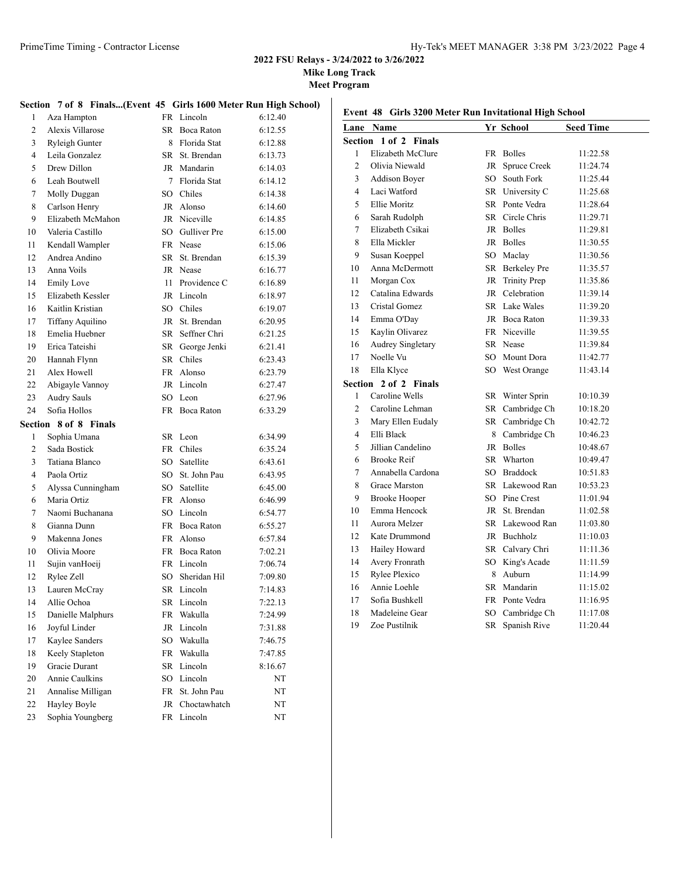## 2022 FSU Relays - 3/24/2022 to 3/26/2022

**Mike Long Track**

**Meet Program**

### Section 7 of 8 Finals...(Event 45 Girls 1600 Meter Run High School)

| Lane | Name | Yr | School | Seed Time |
|---|---|---|---|---|
| 1 | Aza Hampton | FR | Lincoln | 6:12.40 |
| 2 | Alexis Villarose | SR | Boca Raton | 6:12.55 |
| 3 | Ryleigh Gunter | 8 | Florida Stat | 6:12.88 |
| 4 | Leila Gonzalez | SR | St. Brendan | 6:13.73 |
| 5 | Drew Dillon | JR | Mandarin | 6:14.03 |
| 6 | Leah Boutwell | 7 | Florida Stat | 6:14.12 |
| 7 | Molly Duggan | SO | Chiles | 6:14.38 |
| 8 | Carlson Henry | JR | Alonso | 6:14.60 |
| 9 | Elizabeth McMahon | JR | Niceville | 6:14.85 |
| 10 | Valeria Castillo | SO | Gulliver Pre | 6:15.00 |
| 11 | Kendall Wampler | FR | Nease | 6:15.06 |
| 12 | Andrea Andino | SR | St. Brendan | 6:15.39 |
| 13 | Anna Voils | JR | Nease | 6:16.77 |
| 14 | Emily Love | 11 | Providence C | 6:16.89 |
| 15 | Elizabeth Kessler | JR | Lincoln | 6:18.97 |
| 16 | Kaitlin Kristian | SO | Chiles | 6:19.07 |
| 17 | Tiffany Aquilino | JR | St. Brendan | 6:20.95 |
| 18 | Emelia Huebner | SR | Seffner Chri | 6:21.25 |
| 19 | Erica Tateishi | SR | George Jenki | 6:21.41 |
| 20 | Hannah Flynn | SR | Chiles | 6:23.43 |
| 21 | Alex Howell | FR | Alonso | 6:23.79 |
| 22 | Abigayle Vannoy | JR | Lincoln | 6:27.47 |
| 23 | Audry Sauls | SO | Leon | 6:27.96 |
| 24 | Sofia Hollos | FR | Boca Raton | 6:33.29 |

### Section 8 of 8 Finals

| Lane | Name | Yr | School | Seed Time |
|---|---|---|---|---|
| 1 | Sophia Umana | SR | Leon | 6:34.99 |
| 2 | Sada Bostick | FR | Chiles | 6:35.24 |
| 3 | Tatiana Blanco | SO | Satellite | 6:43.61 |
| 4 | Paola Ortiz | SO | St. John Pau | 6:43.95 |
| 5 | Alyssa Cunningham | SO | Satellite | 6:45.00 |
| 6 | Maria Ortiz | FR | Alonso | 6:46.99 |
| 7 | Naomi Buchanana | SO | Lincoln | 6:54.77 |
| 8 | Gianna Dunn | FR | Boca Raton | 6:55.27 |
| 9 | Makenna Jones | FR | Alonso | 6:57.84 |
| 10 | Olivia Moore | FR | Boca Raton | 7:02.21 |
| 11 | Sujin vanHoeij | FR | Lincoln | 7:06.74 |
| 12 | Rylee Zell | SO | Sheridan Hil | 7:09.80 |
| 13 | Lauren McCray | SR | Lincoln | 7:14.83 |
| 14 | Allie Ochoa | SR | Lincoln | 7:22.13 |
| 15 | Danielle Malphurs | FR | Wakulla | 7:24.99 |
| 16 | Joyful Linder | JR | Lincoln | 7:31.88 |
| 17 | Kaylee Sanders | SO | Wakulla | 7:46.75 |
| 18 | Keely Stapleton | FR | Wakulla | 7:47.85 |
| 19 | Gracie Durant | SR | Lincoln | 8:16.67 |
| 20 | Annie Caulkins | SO | Lincoln | NT |
| 21 | Annalise Milligan | FR | St. John Pau | NT |
| 22 | Hayley Boyle | JR | Choctawhatch | NT |
| 23 | Sophia Youngberg | FR | Lincoln | NT |

### Event 48 Girls 3200 Meter Run Invitational High School

#### Section 1 of 2 Finals

| Lane | Name | Yr | School | Seed Time |
|---|---|---|---|---|
| 1 | Elizabeth McClure | FR | Bolles | 11:22.58 |
| 2 | Olivia Niewald | JR | Spruce Creek | 11:24.74 |
| 3 | Addison Boyer | SO | South Fork | 11:25.44 |
| 4 | Laci Watford | SR | University C | 11:25.68 |
| 5 | Ellie Moritz | SR | Ponte Vedra | 11:28.64 |
| 6 | Sarah Rudolph | SR | Circle Chris | 11:29.71 |
| 7 | Elizabeth Csikai | JR | Bolles | 11:29.81 |
| 8 | Ella Mickler | JR | Bolles | 11:30.55 |
| 9 | Susan Koeppel | SO | Maclay | 11:30.56 |
| 10 | Anna McDermott | SR | Berkeley Pre | 11:35.57 |
| 11 | Morgan Cox | JR | Trinity Prep | 11:35.86 |
| 12 | Catalina Edwards | JR | Celebration | 11:39.14 |
| 13 | Cristal Gomez | SR | Lake Wales | 11:39.20 |
| 14 | Emma O'Day | JR | Boca Raton | 11:39.33 |
| 15 | Kaylin Olivarez | FR | Niceville | 11:39.55 |
| 16 | Audrey Singletary | SR | Nease | 11:39.84 |
| 17 | Noelle Vu | SO | Mount Dora | 11:42.77 |
| 18 | Ella Klyce | SO | West Orange | 11:43.14 |

#### Section 2 of 2 Finals

| Lane | Name | Yr | School | Seed Time |
|---|---|---|---|---|
| 1 | Caroline Wells | SR | Winter Sprin | 10:10.39 |
| 2 | Caroline Lehman | SR | Cambridge Ch | 10:18.20 |
| 3 | Mary Ellen Eudaly | SR | Cambridge Ch | 10:42.72 |
| 4 | Elli Black | 8 | Cambridge Ch | 10:46.23 |
| 5 | Jillian Candelino | JR | Bolles | 10:48.67 |
| 6 | Brooke Reif | SR | Wharton | 10:49.47 |
| 7 | Annabella Cardona | SO | Braddock | 10:51.83 |
| 8 | Grace Marston | SR | Lakewood Ran | 10:53.23 |
| 9 | Brooke Hooper | SO | Pine Crest | 11:01.94 |
| 10 | Emma Hencock | JR | St. Brendan | 11:02.58 |
| 11 | Aurora Melzer | SR | Lakewood Ran | 11:03.80 |
| 12 | Kate Drummond | JR | Buchholz | 11:10.03 |
| 13 | Hailey Howard | SR | Calvary Chri | 11:11.36 |
| 14 | Avery Fronrath | SO | King's Acade | 11:11.59 |
| 15 | Rylee Plexico | 8 | Auburn | 11:14.99 |
| 16 | Annie Loehle | SR | Mandarin | 11:15.02 |
| 17 | Sofia Bushkell | FR | Ponte Vedra | 11:16.95 |
| 18 | Madeleine Gear | SO | Cambridge Ch | 11:17.08 |
| 19 | Zoe Pustilnik | SR | Spanish Rive | 11:20.44 |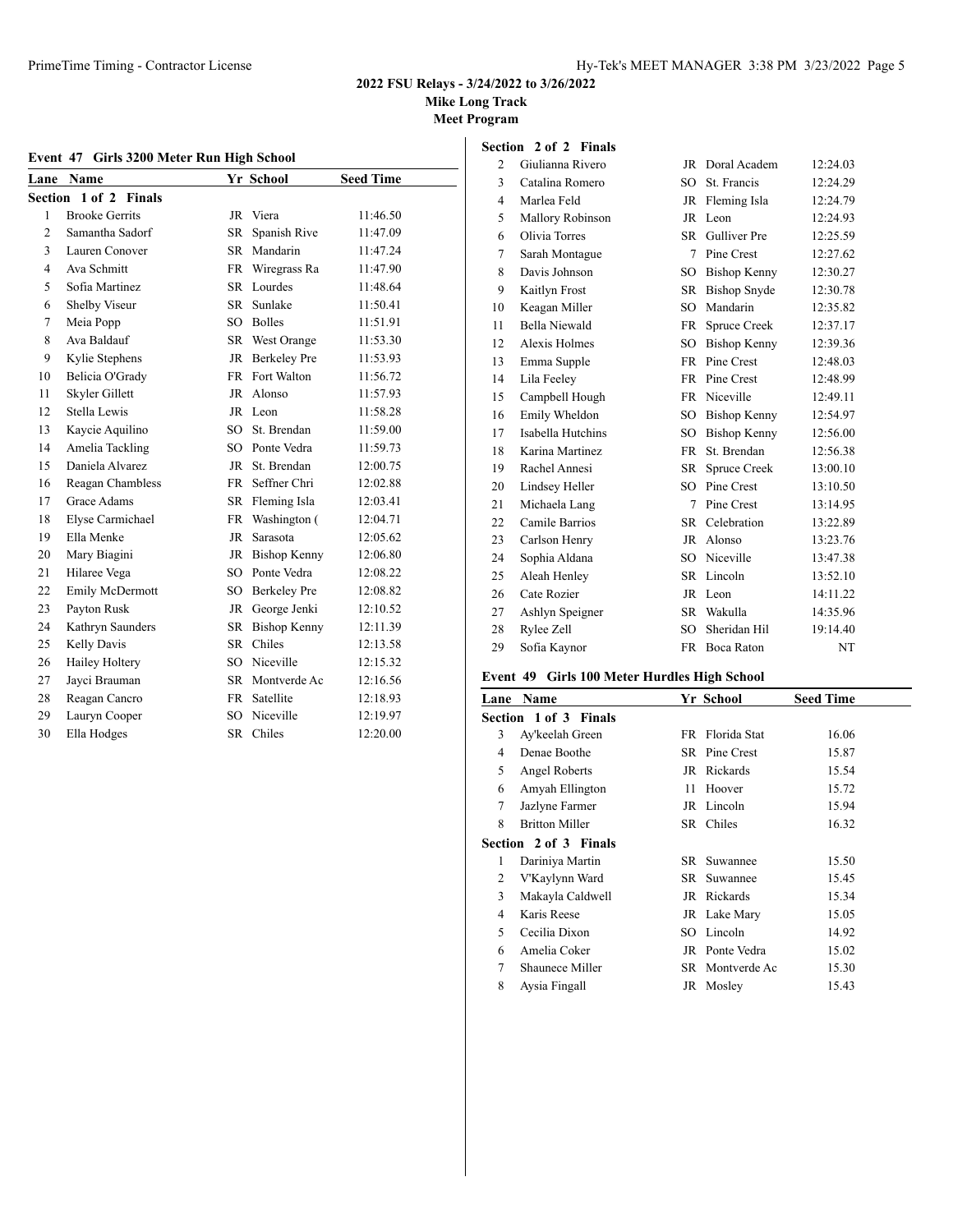**2022 FSU Relays - 3/24/2022 to 3/26/2022**
**Mike Long Track**
**Meet Program**

### Event 47 Girls 3200 Meter Run High School

| Lane | Name | Yr | School | Seed Time |
|---|---|---|---|---|
| **Section 1 of 2 Finals** | | | | |
| 1 | Brooke Gerrits | JR | Viera | 11:46.50 |
| 2 | Samantha Sadorf | SR | Spanish Rive | 11:47.09 |
| 3 | Lauren Conover | SR | Mandarin | 11:47.24 |
| 4 | Ava Schmitt | FR | Wiregrass Ra | 11:47.90 |
| 5 | Sofia Martinez | SR | Lourdes | 11:48.64 |
| 6 | Shelby Viseur | SR | Sunlake | 11:50.41 |
| 7 | Meia Popp | SO | Bolles | 11:51.91 |
| 8 | Ava Baldauf | SR | West Orange | 11:53.30 |
| 9 | Kylie Stephens | JR | Berkeley Pre | 11:53.93 |
| 10 | Belicia O'Grady | FR | Fort Walton | 11:56.72 |
| 11 | Skyler Gillett | JR | Alonso | 11:57.93 |
| 12 | Stella Lewis | JR | Leon | 11:58.28 |
| 13 | Kaycie Aquilino | SO | St. Brendan | 11:59.00 |
| 14 | Amelia Tackling | SO | Ponte Vedra | 11:59.73 |
| 15 | Daniela Alvarez | JR | St. Brendan | 12:00.75 |
| 16 | Reagan Chambless | FR | Seffner Chri | 12:02.88 |
| 17 | Grace Adams | SR | Fleming Isla | 12:03.41 |
| 18 | Elyse Carmichael | FR | Washington ( | 12:04.71 |
| 19 | Ella Menke | JR | Sarasota | 12:05.62 |
| 20 | Mary Biagini | JR | Bishop Kenny | 12:06.80 |
| 21 | Hilaree Vega | SO | Ponte Vedra | 12:08.22 |
| 22 | Emily McDermott | SO | Berkeley Pre | 12:08.82 |
| 23 | Payton Rusk | JR | George Jenki | 12:10.52 |
| 24 | Kathryn Saunders | SR | Bishop Kenny | 12:11.39 |
| 25 | Kelly Davis | SR | Chiles | 12:13.58 |
| 26 | Hailey Holtery | SO | Niceville | 12:15.32 |
| 27 | Jayci Brauman | SR | Montverde Ac | 12:16.56 |
| 28 | Reagan Cancro | FR | Satellite | 12:18.93 |
| 29 | Lauryn Cooper | SO | Niceville | 12:19.97 |
| 30 | Ella Hodges | SR | Chiles | 12:20.00 |
| **Section 2 of 2 Finals** | | | | |
| 2 | Giulianna Rivero | JR | Doral Academ | 12:24.03 |
| 3 | Catalina Romero | SO | St. Francis | 12:24.29 |
| 4 | Marlea Feld | JR | Fleming Isla | 12:24.79 |
| 5 | Mallory Robinson | JR | Leon | 12:24.93 |
| 6 | Olivia Torres | SR | Gulliver Pre | 12:25.59 |
| 7 | Sarah Montague | 7 | Pine Crest | 12:27.62 |
| 8 | Davis Johnson | SO | Bishop Kenny | 12:30.27 |
| 9 | Kaitlyn Frost | SR | Bishop Snyde | 12:30.78 |
| 10 | Keagan Miller | SO | Mandarin | 12:35.82 |
| 11 | Bella Niewald | FR | Spruce Creek | 12:37.17 |
| 12 | Alexis Holmes | SO | Bishop Kenny | 12:39.36 |
| 13 | Emma Supple | FR | Pine Crest | 12:48.03 |
| 14 | Lila Feeley | FR | Pine Crest | 12:48.99 |
| 15 | Campbell Hough | FR | Niceville | 12:49.11 |
| 16 | Emily Wheldon | SO | Bishop Kenny | 12:54.97 |
| 17 | Isabella Hutchins | SO | Bishop Kenny | 12:56.00 |
| 18 | Karina Martinez | FR | St. Brendan | 12:56.38 |
| 19 | Rachel Annesi | SR | Spruce Creek | 13:00.10 |
| 20 | Lindsey Heller | SO | Pine Crest | 13:10.50 |
| 21 | Michaela Lang | 7 | Pine Crest | 13:14.95 |
| 22 | Camile Barrios | SR | Celebration | 13:22.89 |
| 23 | Carlson Henry | JR | Alonso | 13:23.76 |
| 24 | Sophia Aldana | SO | Niceville | 13:47.38 |
| 25 | Aleah Henley | SR | Lincoln | 13:52.10 |
| 26 | Cate Rozier | JR | Leon | 14:11.22 |
| 27 | Ashlyn Speigner | SR | Wakulla | 14:35.96 |
| 28 | Rylee Zell | SO | Sheridan Hil | 19:14.40 |
| 29 | Sofia Kaynor | FR | Boca Raton | NT |

### Event 49 Girls 100 Meter Hurdles High School

| Lane | Name | Yr | School | Seed Time |
|---|---|---|---|---|
| **Section 1 of 3 Finals** | | | | |
| 3 | Ay'keelah Green | FR | Florida Stat | 16.06 |
| 4 | Denae Boothe | SR | Pine Crest | 15.87 |
| 5 | Angel Roberts | JR | Rickards | 15.54 |
| 6 | Amyah Ellington | 11 | Hoover | 15.72 |
| 7 | Jazlyne Farmer | JR | Lincoln | 15.94 |
| 8 | Britton Miller | SR | Chiles | 16.32 |
| **Section 2 of 3 Finals** | | | | |
| 1 | Dariniya Martin | SR | Suwannee | 15.50 |
| 2 | V'Kaylynn Ward | SR | Suwannee | 15.45 |
| 3 | Makayla Caldwell | JR | Rickards | 15.34 |
| 4 | Karis Reese | JR | Lake Mary | 15.05 |
| 5 | Cecilia Dixon | SO | Lincoln | 14.92 |
| 6 | Amelia Coker | JR | Ponte Vedra | 15.02 |
| 7 | Shaunece Miller | SR | Montverde Ac | 15.30 |
| 8 | Aysia Fingall | JR | Mosley | 15.43 |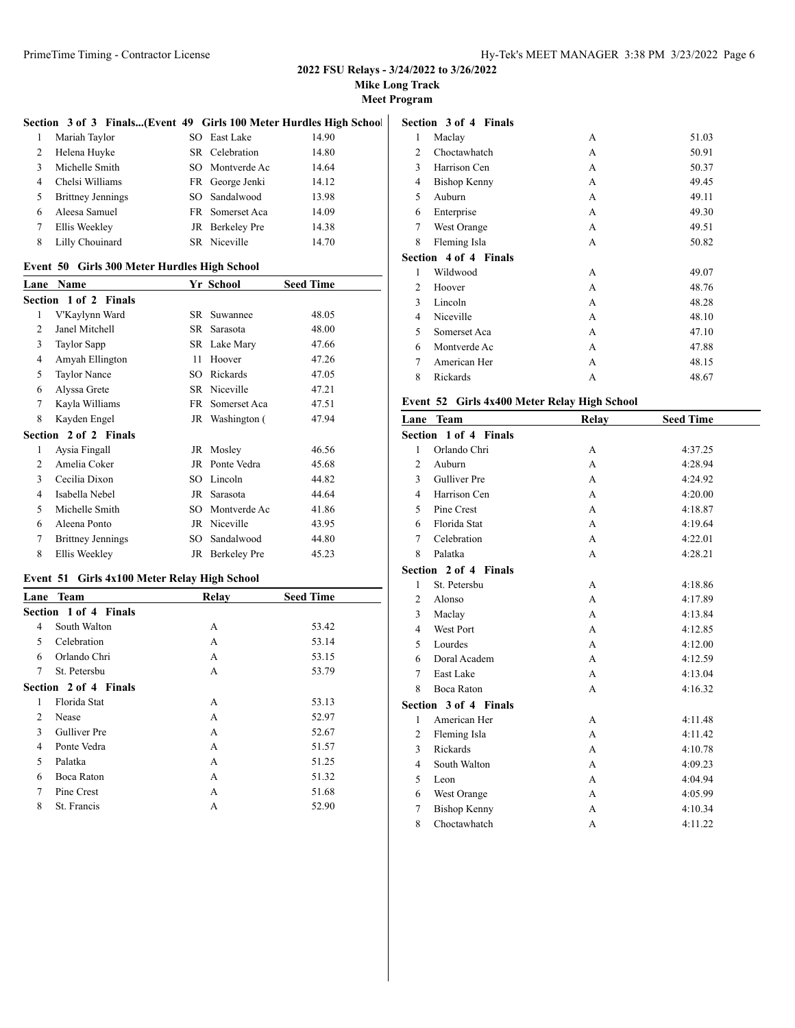**2022 FSU Relays - 3/24/2022 to 3/26/2022**
**Mike Long Track**
**Meet Program**

### Section 3 of 3 Finals...(Event 49 Girls 100 Meter Hurdles High School)

| Lane | Name | Yr | School | Seed Time |
|---|---|---|---|---|
| 1 | Mariah Taylor | SO | East Lake | 14.90 |
| 2 | Helena Huyke | SR | Celebration | 14.80 |
| 3 | Michelle Smith | SO | Montverde Ac | 14.64 |
| 4 | Chelsi Williams | FR | George Jenki | 14.12 |
| 5 | Brittney Jennings | SO | Sandalwood | 13.98 |
| 6 | Aleesa Samuel | FR | Somerset Aca | 14.09 |
| 7 | Ellis Weekley | JR | Berkeley Pre | 14.38 |
| 8 | Lilly Chouinard | SR | Niceville | 14.70 |

### Event 50 Girls 300 Meter Hurdles High School

| Lane | Name | Yr | School | Seed Time |
|---|---|---|---|---|
| **Section 1 of 2 Finals** | | | | |
| 1 | V'Kaylynn Ward | SR | Suwannee | 48.05 |
| 2 | Janel Mitchell | SR | Sarasota | 48.00 |
| 3 | Taylor Sapp | SR | Lake Mary | 47.66 |
| 4 | Amyah Ellington | 11 | Hoover | 47.26 |
| 5 | Taylor Nance | SO | Rickards | 47.05 |
| 6 | Alyssa Grete | SR | Niceville | 47.21 |
| 7 | Kayla Williams | FR | Somerset Aca | 47.51 |
| 8 | Kayden Engel | JR | Washington ( | 47.94 |
| **Section 2 of 2 Finals** | | | | |
| 1 | Aysia Fingall | JR | Mosley | 46.56 |
| 2 | Amelia Coker | JR | Ponte Vedra | 45.68 |
| 3 | Cecilia Dixon | SO | Lincoln | 44.82 |
| 4 | Isabella Nebel | JR | Sarasota | 44.64 |
| 5 | Michelle Smith | SO | Montverde Ac | 41.86 |
| 6 | Aleena Ponto | JR | Niceville | 43.95 |
| 7 | Brittney Jennings | SO | Sandalwood | 44.80 |
| 8 | Ellis Weekley | JR | Berkeley Pre | 45.23 |

### Event 51 Girls 4x100 Meter Relay High School

| Lane | Team | Relay | Seed Time |
|---|---|---|---|
| **Section 1 of 4 Finals** | | | |
| 4 | South Walton | A | 53.42 |
| 5 | Celebration | A | 53.14 |
| 6 | Orlando Chri | A | 53.15 |
| 7 | St. Petersbu | A | 53.79 |
| **Section 2 of 4 Finals** | | | |
| 1 | Florida Stat | A | 53.13 |
| 2 | Nease | A | 52.97 |
| 3 | Gulliver Pre | A | 52.67 |
| 4 | Ponte Vedra | A | 51.57 |
| 5 | Palatka | A | 51.25 |
| 6 | Boca Raton | A | 51.32 |
| 7 | Pine Crest | A | 51.68 |
| 8 | St. Francis | A | 52.90 |
| **Section 3 of 4 Finals** | | | |
| 1 | Maclay | A | 51.03 |
| 2 | Choctawhatch | A | 50.91 |
| 3 | Harrison Cen | A | 50.37 |
| 4 | Bishop Kenny | A | 49.45 |
| 5 | Auburn | A | 49.11 |
| 6 | Enterprise | A | 49.30 |
| 7 | West Orange | A | 49.51 |
| 8 | Fleming Isla | A | 50.82 |
| **Section 4 of 4 Finals** | | | |
| 1 | Wildwood | A | 49.07 |
| 2 | Hoover | A | 48.76 |
| 3 | Lincoln | A | 48.28 |
| 4 | Niceville | A | 48.10 |
| 5 | Somerset Aca | A | 47.10 |
| 6 | Montverde Ac | A | 47.88 |
| 7 | American Her | A | 48.15 |
| 8 | Rickards | A | 48.67 |

### Event 52 Girls 4x400 Meter Relay High School

| Lane | Team | Relay | Seed Time |
|---|---|---|---|
| **Section 1 of 4 Finals** | | | |
| 1 | Orlando Chri | A | 4:37.25 |
| 2 | Auburn | A | 4:28.94 |
| 3 | Gulliver Pre | A | 4:24.92 |
| 4 | Harrison Cen | A | 4:20.00 |
| 5 | Pine Crest | A | 4:18.87 |
| 6 | Florida Stat | A | 4:19.64 |
| 7 | Celebration | A | 4:22.01 |
| 8 | Palatka | A | 4:28.21 |
| **Section 2 of 4 Finals** | | | |
| 1 | St. Petersbu | A | 4:18.86 |
| 2 | Alonso | A | 4:17.89 |
| 3 | Maclay | A | 4:13.84 |
| 4 | West Port | A | 4:12.85 |
| 5 | Lourdes | A | 4:12.00 |
| 6 | Doral Academ | A | 4:12.59 |
| 7 | East Lake | A | 4:13.04 |
| 8 | Boca Raton | A | 4:16.32 |
| **Section 3 of 4 Finals** | | | |
| 1 | American Her | A | 4:11.48 |
| 2 | Fleming Isla | A | 4:11.42 |
| 3 | Rickards | A | 4:10.78 |
| 4 | South Walton | A | 4:09.23 |
| 5 | Leon | A | 4:04.94 |
| 6 | West Orange | A | 4:05.99 |
| 7 | Bishop Kenny | A | 4:10.34 |
| 8 | Choctawhatch | A | 4:11.22 |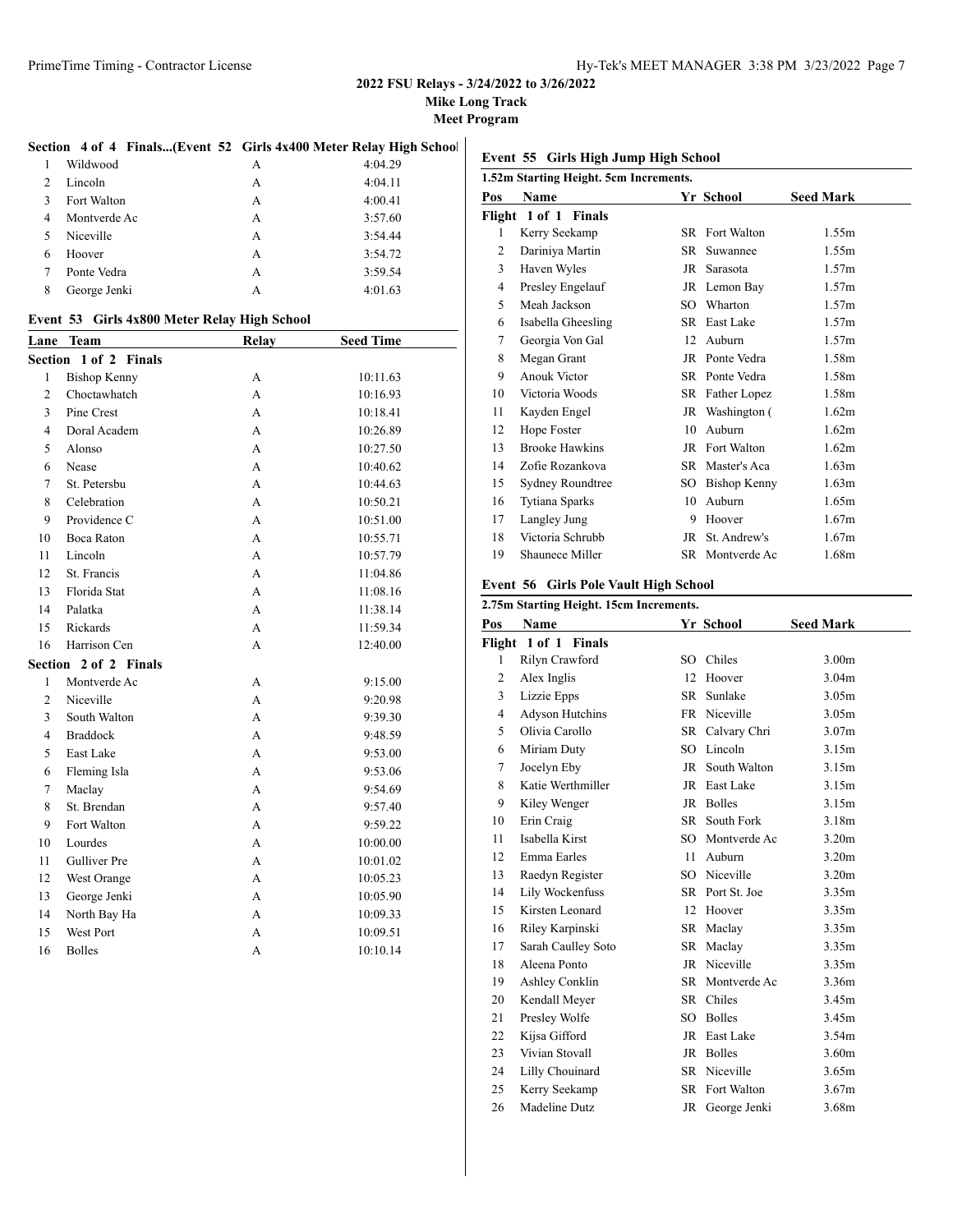## 2022 FSU Relays - 3/24/2022 to 3/26/2022

**Mike Long Track**

**Meet Program**

### Section 4 of 4 Finals...(Event 52 Girls 4x400 Meter Relay High School)

| Lane | Team | Relay | Seed Time |
|---|---|---|---|
| 1 | Wildwood | A | 4:04.29 |
| 2 | Lincoln | A | 4:04.11 |
| 3 | Fort Walton | A | 4:00.41 |
| 4 | Montverde Ac | A | 3:57.60 |
| 5 | Niceville | A | 3:54.44 |
| 6 | Hoover | A | 3:54.72 |
| 7 | Ponte Vedra | A | 3:59.54 |
| 8 | George Jenki | A | 4:01.63 |

### Event 53 Girls 4x800 Meter Relay High School

| Lane | Team | Relay | Seed Time |
|---|---|---|---|
| **Section 1 of 2 Finals** | | | |
| 1 | Bishop Kenny | A | 10:11.63 |
| 2 | Choctawhatch | A | 10:16.93 |
| 3 | Pine Crest | A | 10:18.41 |
| 4 | Doral Academ | A | 10:26.89 |
| 5 | Alonso | A | 10:27.50 |
| 6 | Nease | A | 10:40.62 |
| 7 | St. Petersbu | A | 10:44.63 |
| 8 | Celebration | A | 10:50.21 |
| 9 | Providence C | A | 10:51.00 |
| 10 | Boca Raton | A | 10:55.71 |
| 11 | Lincoln | A | 10:57.79 |
| 12 | St. Francis | A | 11:04.86 |
| 13 | Florida Stat | A | 11:08.16 |
| 14 | Palatka | A | 11:38.14 |
| 15 | Rickards | A | 11:59.34 |
| 16 | Harrison Cen | A | 12:40.00 |
| **Section 2 of 2 Finals** | | | |
| 1 | Montverde Ac | A | 9:15.00 |
| 2 | Niceville | A | 9:20.98 |
| 3 | South Walton | A | 9:39.30 |
| 4 | Braddock | A | 9:48.59 |
| 5 | East Lake | A | 9:53.00 |
| 6 | Fleming Isla | A | 9:53.06 |
| 7 | Maclay | A | 9:54.69 |
| 8 | St. Brendan | A | 9:57.40 |
| 9 | Fort Walton | A | 9:59.22 |
| 10 | Lourdes | A | 10:00.00 |
| 11 | Gulliver Pre | A | 10:01.02 |
| 12 | West Orange | A | 10:05.23 |
| 13 | George Jenki | A | 10:05.90 |
| 14 | North Bay Ha | A | 10:09.33 |
| 15 | West Port | A | 10:09.51 |
| 16 | Bolles | A | 10:10.14 |

### Event 55 Girls High Jump High School

1.52m Starting Height. 5cm Increments.

| Pos | Name | Yr | School | Seed Mark |
|---|---|---|---|---|
| **Flight 1 of 1 Finals** | | | | |
| 1 | Kerry Seekamp | SR | Fort Walton | 1.55m |
| 2 | Dariniya Martin | SR | Suwannee | 1.55m |
| 3 | Haven Wyles | JR | Sarasota | 1.57m |
| 4 | Presley Engelauf | JR | Lemon Bay | 1.57m |
| 5 | Meah Jackson | SO | Wharton | 1.57m |
| 6 | Isabella Gheesling | SR | East Lake | 1.57m |
| 7 | Georgia Von Gal | 12 | Auburn | 1.57m |
| 8 | Megan Grant | JR | Ponte Vedra | 1.58m |
| 9 | Anouk Victor | SR | Ponte Vedra | 1.58m |
| 10 | Victoria Woods | SR | Father Lopez | 1.58m |
| 11 | Kayden Engel | JR | Washington ( | 1.62m |
| 12 | Hope Foster | 10 | Auburn | 1.62m |
| 13 | Brooke Hawkins | JR | Fort Walton | 1.62m |
| 14 | Zofie Rozankova | SR | Master's Aca | 1.63m |
| 15 | Sydney Roundtree | SO | Bishop Kenny | 1.63m |
| 16 | Tytiana Sparks | 10 | Auburn | 1.65m |
| 17 | Langley Jung | 9 | Hoover | 1.67m |
| 18 | Victoria Schrubb | JR | St. Andrew's | 1.67m |
| 19 | Shaunece Miller | SR | Montverde Ac | 1.68m |

### Event 56 Girls Pole Vault High School

2.75m Starting Height. 15cm Increments.

| Pos | Name | Yr | School | Seed Mark |
|---|---|---|---|---|
| **Flight 1 of 1 Finals** | | | | |
| 1 | Rilyn Crawford | SO | Chiles | 3.00m |
| 2 | Alex Inglis | 12 | Hoover | 3.04m |
| 3 | Lizzie Epps | SR | Sunlake | 3.05m |
| 4 | Adyson Hutchins | FR | Niceville | 3.05m |
| 5 | Olivia Carollo | SR | Calvary Chri | 3.07m |
| 6 | Miriam Duty | SO | Lincoln | 3.15m |
| 7 | Jocelyn Eby | JR | South Walton | 3.15m |
| 8 | Katie Werthmiller | JR | East Lake | 3.15m |
| 9 | Kiley Wenger | JR | Bolles | 3.15m |
| 10 | Erin Craig | SR | South Fork | 3.18m |
| 11 | Isabella Kirst | SO | Montverde Ac | 3.20m |
| 12 | Emma Earles | 11 | Auburn | 3.20m |
| 13 | Raedyn Register | SO | Niceville | 3.20m |
| 14 | Lily Wockenfuss | SR | Port St. Joe | 3.35m |
| 15 | Kirsten Leonard | 12 | Hoover | 3.35m |
| 16 | Riley Karpinski | SR | Maclay | 3.35m |
| 17 | Sarah Caulley Soto | SR | Maclay | 3.35m |
| 18 | Aleena Ponto | JR | Niceville | 3.35m |
| 19 | Ashley Conklin | SR | Montverde Ac | 3.36m |
| 20 | Kendall Meyer | SR | Chiles | 3.45m |
| 21 | Presley Wolfe | SO | Bolles | 3.45m |
| 22 | Kijsa Gifford | JR | East Lake | 3.54m |
| 23 | Vivian Stovall | JR | Bolles | 3.60m |
| 24 | Lilly Chouinard | SR | Niceville | 3.65m |
| 25 | Kerry Seekamp | SR | Fort Walton | 3.67m |
| 26 | Madeline Dutz | JR | George Jenki | 3.68m |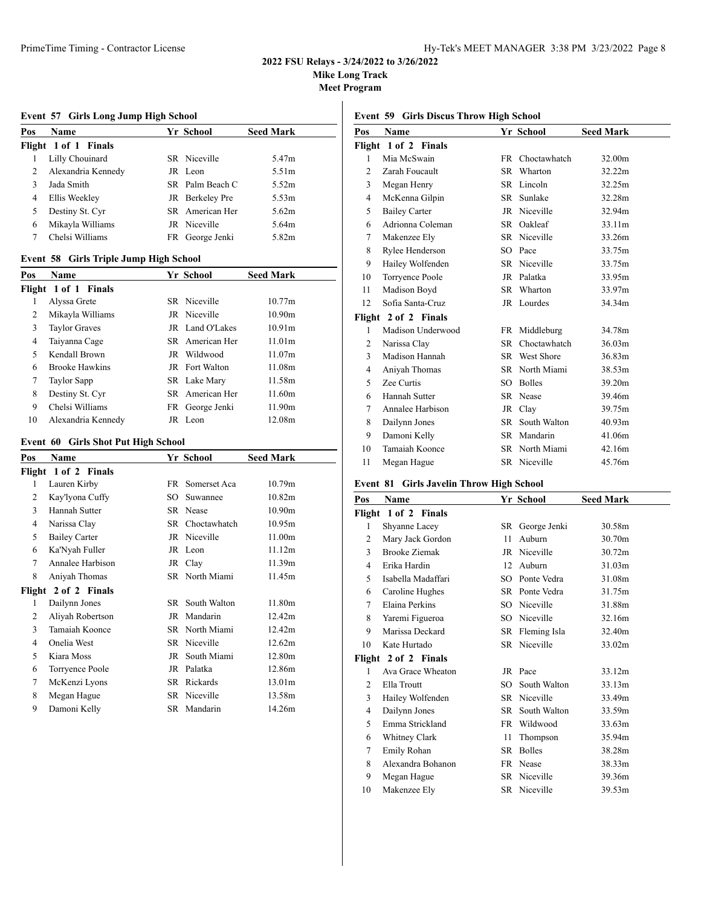**2022 FSU Relays - 3/24/2022 to 3/26/2022**
**Mike Long Track**
**Meet Program**

### Event 57 Girls Long Jump High School

| Pos | Name | Yr | School | Seed Mark |
|---|---|---|---|---|
| **Flight 1 of 1 Finals** | | | | |
| 1 | Lilly Chouinard | SR | Niceville | 5.47m |
| 2 | Alexandria Kennedy | JR | Leon | 5.51m |
| 3 | Jada Smith | SR | Palm Beach C | 5.52m |
| 4 | Ellis Weekley | JR | Berkeley Pre | 5.53m |
| 5 | Destiny St. Cyr | SR | American Her | 5.62m |
| 6 | Mikayla Williams | JR | Niceville | 5.64m |
| 7 | Chelsi Williams | FR | George Jenki | 5.82m |

### Event 58 Girls Triple Jump High School

| Pos | Name | Yr | School | Seed Mark |
|---|---|---|---|---|
| **Flight 1 of 1 Finals** | | | | |
| 1 | Alyssa Grete | SR | Niceville | 10.77m |
| 2 | Mikayla Williams | JR | Niceville | 10.90m |
| 3 | Taylor Graves | JR | Land O'Lakes | 10.91m |
| 4 | Taiyanna Cage | SR | American Her | 11.01m |
| 5 | Kendall Brown | JR | Wildwood | 11.07m |
| 6 | Brooke Hawkins | JR | Fort Walton | 11.08m |
| 7 | Taylor Sapp | SR | Lake Mary | 11.58m |
| 8 | Destiny St. Cyr | SR | American Her | 11.60m |
| 9 | Chelsi Williams | FR | George Jenki | 11.90m |
| 10 | Alexandria Kennedy | JR | Leon | 12.08m |

### Event 60 Girls Shot Put High School

| Pos | Name | Yr | School | Seed Mark |
|---|---|---|---|---|
| **Flight 1 of 2 Finals** | | | | |
| 1 | Lauren Kirby | FR | Somerset Aca | 10.79m |
| 2 | Kay'lyona Cuffy | SO | Suwannee | 10.82m |
| 3 | Hannah Sutter | SR | Nease | 10.90m |
| 4 | Narissa Clay | SR | Choctawhatch | 10.95m |
| 5 | Bailey Carter | JR | Niceville | 11.00m |
| 6 | Ka'Nyah Fuller | JR | Leon | 11.12m |
| 7 | Annalee Harbison | JR | Clay | 11.39m |
| 8 | Aniyah Thomas | SR | North Miami | 11.45m |
| **Flight 2 of 2 Finals** | | | | |
| 1 | Dailynn Jones | SR | South Walton | 11.80m |
| 2 | Aliyah Robertson | JR | Mandarin | 12.42m |
| 3 | Tamaiah Koonce | SR | North Miami | 12.42m |
| 4 | Onelia West | SR | Niceville | 12.62m |
| 5 | Kiara Moss | JR | South Miami | 12.80m |
| 6 | Torryence Poole | JR | Palatka | 12.86m |
| 7 | McKenzi Lyons | SR | Rickards | 13.01m |
| 8 | Megan Hague | SR | Niceville | 13.58m |
| 9 | Damoni Kelly | SR | Mandarin | 14.26m |

### Event 59 Girls Discus Throw High School

| Pos | Name | Yr | School | Seed Mark |
|---|---|---|---|---|
| **Flight 1 of 2 Finals** | | | | |
| 1 | Mia McSwain | FR | Choctawhatch | 32.00m |
| 2 | Zarah Foucault | SR | Wharton | 32.22m |
| 3 | Megan Henry | SR | Lincoln | 32.25m |
| 4 | McKenna Gilpin | SR | Sunlake | 32.28m |
| 5 | Bailey Carter | JR | Niceville | 32.94m |
| 6 | Adrionna Coleman | SR | Oakleaf | 33.11m |
| 7 | Makenzee Ely | SR | Niceville | 33.26m |
| 8 | Rylee Henderson | SO | Pace | 33.75m |
| 9 | Hailey Wolfenden | SR | Niceville | 33.75m |
| 10 | Torryence Poole | JR | Palatka | 33.95m |
| 11 | Madison Boyd | SR | Wharton | 33.97m |
| 12 | Sofia Santa-Cruz | JR | Lourdes | 34.34m |
| **Flight 2 of 2 Finals** | | | | |
| 1 | Madison Underwood | FR | Middleburg | 34.78m |
| 2 | Narissa Clay | SR | Choctawhatch | 36.03m |
| 3 | Madison Hannah | SR | West Shore | 36.83m |
| 4 | Aniyah Thomas | SR | North Miami | 38.53m |
| 5 | Zee Curtis | SO | Bolles | 39.20m |
| 6 | Hannah Sutter | SR | Nease | 39.46m |
| 7 | Annalee Harbison | JR | Clay | 39.75m |
| 8 | Dailynn Jones | SR | South Walton | 40.93m |
| 9 | Damoni Kelly | SR | Mandarin | 41.06m |
| 10 | Tamaiah Koonce | SR | North Miami | 42.16m |
| 11 | Megan Hague | SR | Niceville | 45.76m |

### Event 81 Girls Javelin Throw High School

| Pos | Name | Yr | School | Seed Mark |
|---|---|---|---|---|
| **Flight 1 of 2 Finals** | | | | |
| 1 | Shyanne Lacey | SR | George Jenki | 30.58m |
| 2 | Mary Jack Gordon | 11 | Auburn | 30.70m |
| 3 | Brooke Ziemak | JR | Niceville | 30.72m |
| 4 | Erika Hardin | 12 | Auburn | 31.03m |
| 5 | Isabella Madaffari | SO | Ponte Vedra | 31.08m |
| 6 | Caroline Hughes | SR | Ponte Vedra | 31.75m |
| 7 | Elaina Perkins | SO | Niceville | 31.88m |
| 8 | Yaremi Figueroa | SO | Niceville | 32.16m |
| 9 | Marissa Deckard | SR | Fleming Isla | 32.40m |
| 10 | Kate Hurtado | SR | Niceville | 33.02m |
| **Flight 2 of 2 Finals** | | | | |
| 1 | Ava Grace Wheaton | JR | Pace | 33.12m |
| 2 | Ella Troutt | SO | South Walton | 33.13m |
| 3 | Hailey Wolfenden | SR | Niceville | 33.49m |
| 4 | Dailynn Jones | SR | South Walton | 33.59m |
| 5 | Emma Strickland | FR | Wildwood | 33.63m |
| 6 | Whitney Clark | 11 | Thompson | 35.94m |
| 7 | Emily Rohan | SR | Bolles | 38.28m |
| 8 | Alexandra Bohanon | FR | Nease | 38.33m |
| 9 | Megan Hague | SR | Niceville | 39.36m |
| 10 | Makenzee Ely | SR | Niceville | 39.53m |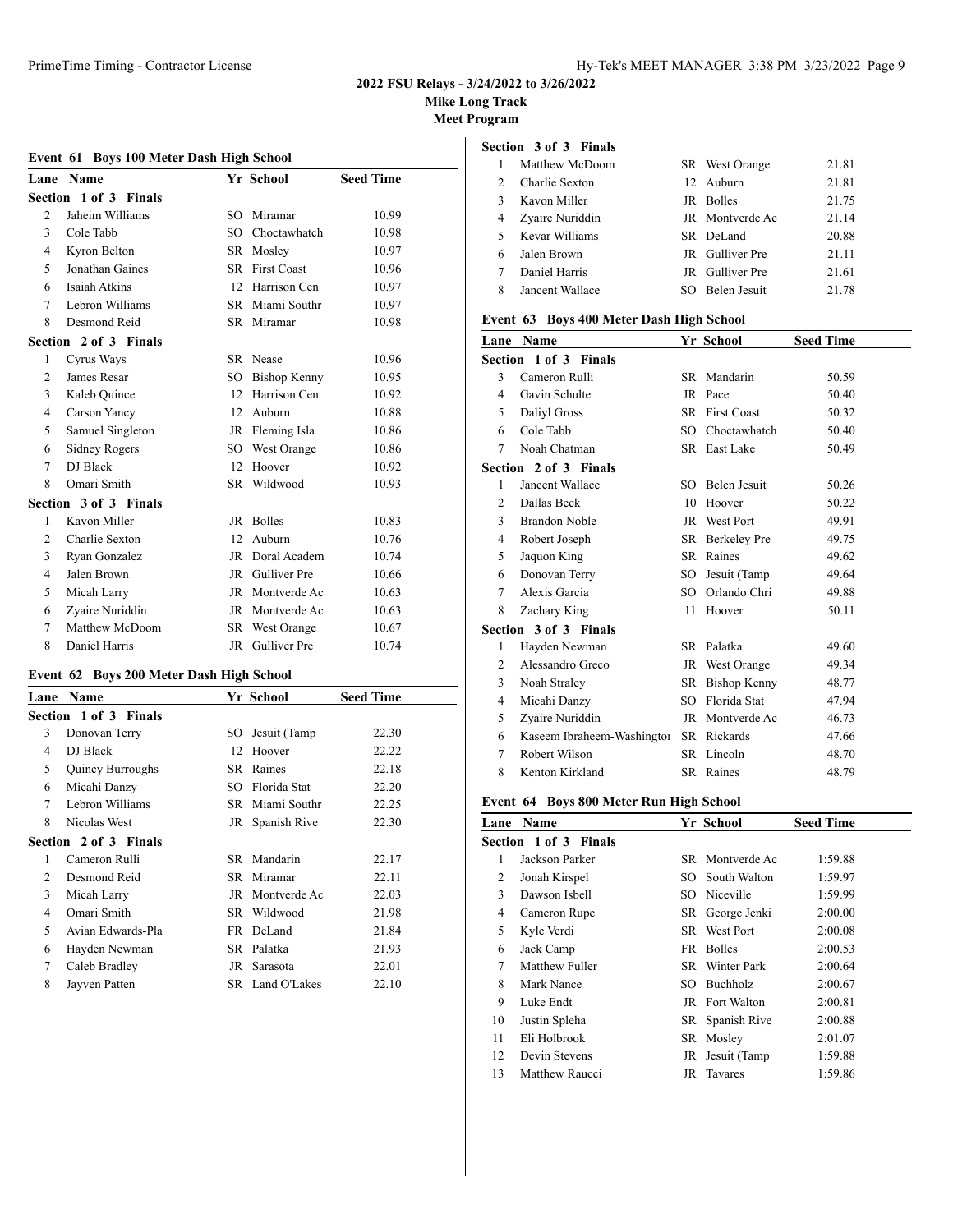**2022 FSU Relays - 3/24/2022 to 3/26/2022**
**Mike Long Track**
**Meet Program**

### Event 61 Boys 100 Meter Dash High School

| Lane | Name | Yr | School | Seed Time |
|---|---|---|---|---|
| **Section 1 of 3 Finals** | | | | |
| 2 | Jaheim Williams | SO | Miramar | 10.99 |
| 3 | Cole Tabb | SO | Choctawhatch | 10.98 |
| 4 | Kyron Belton | SR | Mosley | 10.97 |
| 5 | Jonathan Gaines | SR | First Coast | 10.96 |
| 6 | Isaiah Atkins | 12 | Harrison Cen | 10.97 |
| 7 | Lebron Williams | SR | Miami Southr | 10.97 |
| 8 | Desmond Reid | SR | Miramar | 10.98 |
| **Section 2 of 3 Finals** | | | | |
| 1 | Cyrus Ways | SR | Nease | 10.96 |
| 2 | James Resar | SO | Bishop Kenny | 10.95 |
| 3 | Kaleb Quince | 12 | Harrison Cen | 10.92 |
| 4 | Carson Yancy | 12 | Auburn | 10.88 |
| 5 | Samuel Singleton | JR | Fleming Isla | 10.86 |
| 6 | Sidney Rogers | SO | West Orange | 10.86 |
| 7 | DJ Black | 12 | Hoover | 10.92 |
| 8 | Omari Smith | SR | Wildwood | 10.93 |
| **Section 3 of 3 Finals** | | | | |
| 1 | Kavon Miller | JR | Bolles | 10.83 |
| 2 | Charlie Sexton | 12 | Auburn | 10.76 |
| 3 | Ryan Gonzalez | JR | Doral Academ | 10.74 |
| 4 | Jalen Brown | JR | Gulliver Pre | 10.66 |
| 5 | Micah Larry | JR | Montverde Ac | 10.63 |
| 6 | Zyaire Nuriddin | JR | Montverde Ac | 10.63 |
| 7 | Matthew McDoom | SR | West Orange | 10.67 |
| 8 | Daniel Harris | JR | Gulliver Pre | 10.74 |

### Event 62 Boys 200 Meter Dash High School

| Lane | Name | Yr | School | Seed Time |
|---|---|---|---|---|
| **Section 1 of 3 Finals** | | | | |
| 3 | Donovan Terry | SO | Jesuit (Tamp | 22.30 |
| 4 | DJ Black | 12 | Hoover | 22.22 |
| 5 | Quincy Burroughs | SR | Raines | 22.18 |
| 6 | Micahi Danzy | SO | Florida Stat | 22.20 |
| 7 | Lebron Williams | SR | Miami Southr | 22.25 |
| 8 | Nicolas West | JR | Spanish Rive | 22.30 |
| **Section 2 of 3 Finals** | | | | |
| 1 | Cameron Rulli | SR | Mandarin | 22.17 |
| 2 | Desmond Reid | SR | Miramar | 22.11 |
| 3 | Micah Larry | JR | Montverde Ac | 22.03 |
| 4 | Omari Smith | SR | Wildwood | 21.98 |
| 5 | Avian Edwards-Pla | FR | DeLand | 21.84 |
| 6 | Hayden Newman | SR | Palatka | 21.93 |
| 7 | Caleb Bradley | JR | Sarasota | 22.01 |
| 8 | Jayven Patten | SR | Land O'Lakes | 22.10 |
| **Section 3 of 3 Finals** | | | | |
| 1 | Matthew McDoom | SR | West Orange | 21.81 |
| 2 | Charlie Sexton | 12 | Auburn | 21.81 |
| 3 | Kavon Miller | JR | Bolles | 21.75 |
| 4 | Zyaire Nuriddin | JR | Montverde Ac | 21.14 |
| 5 | Kevar Williams | SR | DeLand | 20.88 |
| 6 | Jalen Brown | JR | Gulliver Pre | 21.11 |
| 7 | Daniel Harris | JR | Gulliver Pre | 21.61 |
| 8 | Jancent Wallace | SO | Belen Jesuit | 21.78 |

### Event 63 Boys 400 Meter Dash High School

| Lane | Name | Yr | School | Seed Time |
|---|---|---|---|---|
| **Section 1 of 3 Finals** | | | | |
| 3 | Cameron Rulli | SR | Mandarin | 50.59 |
| 4 | Gavin Schulte | JR | Pace | 50.40 |
| 5 | Daliyl Gross | SR | First Coast | 50.32 |
| 6 | Cole Tabb | SO | Choctawhatch | 50.40 |
| 7 | Noah Chatman | SR | East Lake | 50.49 |
| **Section 2 of 3 Finals** | | | | |
| 1 | Jancent Wallace | SO | Belen Jesuit | 50.26 |
| 2 | Dallas Beck | 10 | Hoover | 50.22 |
| 3 | Brandon Noble | JR | West Port | 49.91 |
| 4 | Robert Joseph | SR | Berkeley Pre | 49.75 |
| 5 | Jaquon King | SR | Raines | 49.62 |
| 6 | Donovan Terry | SO | Jesuit (Tamp | 49.64 |
| 7 | Alexis Garcia | SO | Orlando Chri | 49.88 |
| 8 | Zachary King | 11 | Hoover | 50.11 |
| **Section 3 of 3 Finals** | | | | |
| 1 | Hayden Newman | SR | Palatka | 49.60 |
| 2 | Alessandro Greco | JR | West Orange | 49.34 |
| 3 | Noah Straley | SR | Bishop Kenny | 48.77 |
| 4 | Micahi Danzy | SO | Florida Stat | 47.94 |
| 5 | Zyaire Nuriddin | JR | Montverde Ac | 46.73 |
| 6 | Kaseem Ibraheem-Washington | SR | Rickards | 47.66 |
| 7 | Robert Wilson | SR | Lincoln | 48.70 |
| 8 | Kenton Kirkland | SR | Raines | 48.79 |

### Event 64 Boys 800 Meter Run High School

| Lane | Name | Yr | School | Seed Time |
|---|---|---|---|---|
| **Section 1 of 3 Finals** | | | | |
| 1 | Jackson Parker | SR | Montverde Ac | 1:59.88 |
| 2 | Jonah Kirspel | SO | South Walton | 1:59.97 |
| 3 | Dawson Isbell | SO | Niceville | 1:59.99 |
| 4 | Cameron Rupe | SR | George Jenki | 2:00.00 |
| 5 | Kyle Verdi | SR | West Port | 2:00.08 |
| 6 | Jack Camp | FR | Bolles | 2:00.53 |
| 7 | Matthew Fuller | SR | Winter Park | 2:00.64 |
| 8 | Mark Nance | SO | Buchholz | 2:00.67 |
| 9 | Luke Endt | JR | Fort Walton | 2:00.81 |
| 10 | Justin Spleha | SR | Spanish Rive | 2:00.88 |
| 11 | Eli Holbrook | SR | Mosley | 2:01.07 |
| 12 | Devin Stevens | JR | Jesuit (Tamp | 1:59.88 |
| 13 | Matthew Raucci | JR | Tavares | 1:59.86 |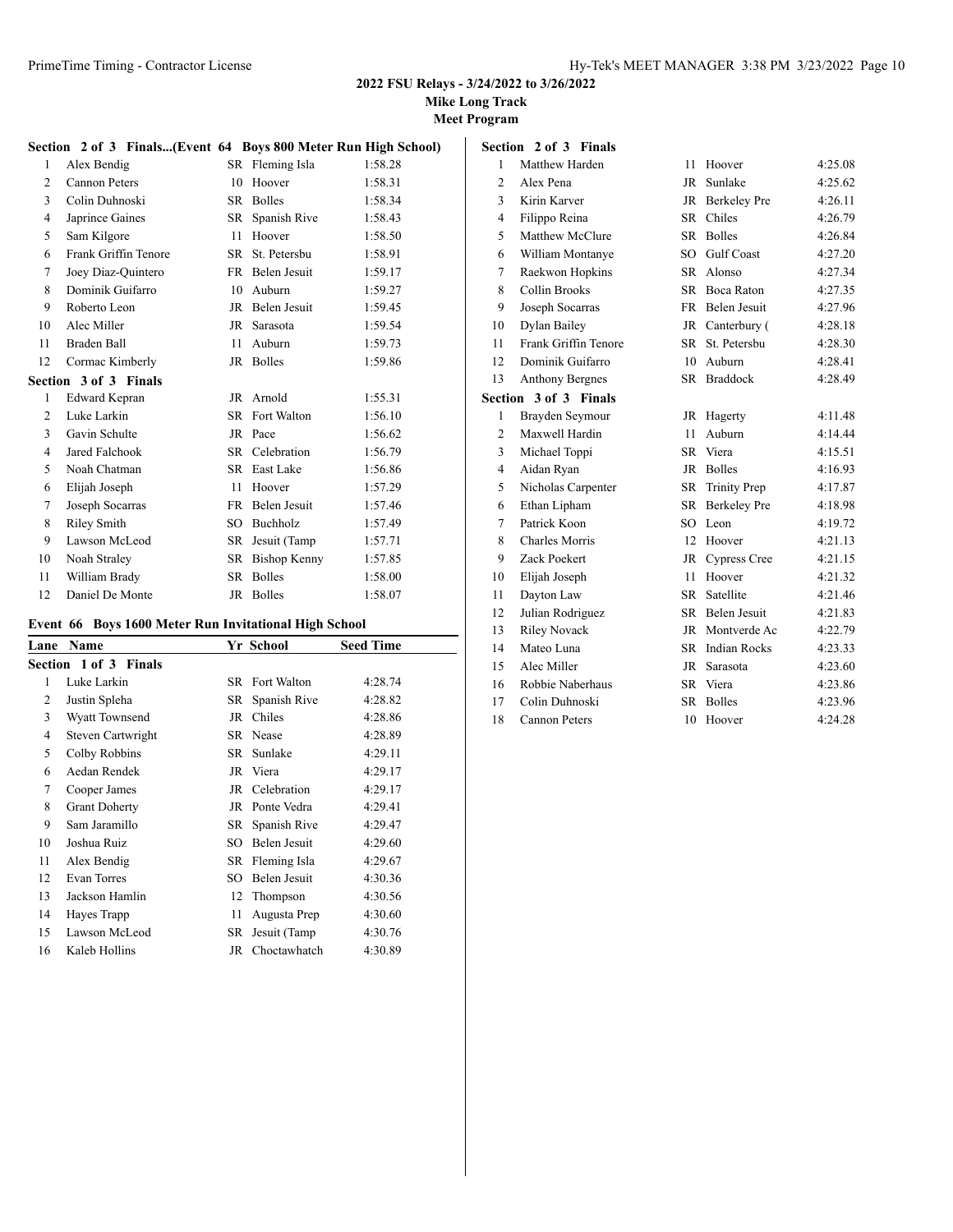## 2022 FSU Relays - 3/24/2022 to 3/26/2022
**Mike Long Track**
**Meet Program**

### Section 2 of 3 Finals...(Event 64 Boys 800 Meter Run High School)

| Lane | Name | Yr | School | Seed Time |
|---|---|---|---|---|
| 1 | Alex Bendig | SR | Fleming Isla | 1:58.28 |
| 2 | Cannon Peters | 10 | Hoover | 1:58.31 |
| 3 | Colin Duhnoski | SR | Bolles | 1:58.34 |
| 4 | Japrince Gaines | SR | Spanish Rive | 1:58.43 |
| 5 | Sam Kilgore | 11 | Hoover | 1:58.50 |
| 6 | Frank Griffin Tenore | SR | St. Petersbu | 1:58.91 |
| 7 | Joey Diaz-Quintero | FR | Belen Jesuit | 1:59.17 |
| 8 | Dominik Guifarro | 10 | Auburn | 1:59.27 |
| 9 | Roberto Leon | JR | Belen Jesuit | 1:59.45 |
| 10 | Alec Miller | JR | Sarasota | 1:59.54 |
| 11 | Braden Ball | 11 | Auburn | 1:59.73 |
| 12 | Cormac Kimberly | JR | Bolles | 1:59.86 |

### Section 3 of 3 Finals

| Lane | Name | Yr | School | Seed Time |
|---|---|---|---|---|
| 1 | Edward Kepran | JR | Arnold | 1:55.31 |
| 2 | Luke Larkin | SR | Fort Walton | 1:56.10 |
| 3 | Gavin Schulte | JR | Pace | 1:56.62 |
| 4 | Jared Falchook | SR | Celebration | 1:56.79 |
| 5 | Noah Chatman | SR | East Lake | 1:56.86 |
| 6 | Elijah Joseph | 11 | Hoover | 1:57.29 |
| 7 | Joseph Socarras | FR | Belen Jesuit | 1:57.46 |
| 8 | Riley Smith | SO | Buchholz | 1:57.49 |
| 9 | Lawson McLeod | SR | Jesuit (Tamp | 1:57.71 |
| 10 | Noah Straley | SR | Bishop Kenny | 1:57.85 |
| 11 | William Brady | SR | Bolles | 1:58.00 |
| 12 | Daniel De Monte | JR | Bolles | 1:58.07 |

### Event 66 Boys 1600 Meter Run Invitational High School

| Lane | Name | Yr | School | Seed Time |
|---|---|---|---|---|
| **Section 1 of 3 Finals** | | | | |
| 1 | Luke Larkin | SR | Fort Walton | 4:28.74 |
| 2 | Justin Spleha | SR | Spanish Rive | 4:28.82 |
| 3 | Wyatt Townsend | JR | Chiles | 4:28.86 |
| 4 | Steven Cartwright | SR | Nease | 4:28.89 |
| 5 | Colby Robbins | SR | Sunlake | 4:29.11 |
| 6 | Aedan Rendek | JR | Viera | 4:29.17 |
| 7 | Cooper James | JR | Celebration | 4:29.17 |
| 8 | Grant Doherty | JR | Ponte Vedra | 4:29.41 |
| 9 | Sam Jaramillo | SR | Spanish Rive | 4:29.47 |
| 10 | Joshua Ruiz | SO | Belen Jesuit | 4:29.60 |
| 11 | Alex Bendig | SR | Fleming Isla | 4:29.67 |
| 12 | Evan Torres | SO | Belen Jesuit | 4:30.36 |
| 13 | Jackson Hamlin | 12 | Thompson | 4:30.56 |
| 14 | Hayes Trapp | 11 | Augusta Prep | 4:30.60 |
| 15 | Lawson McLeod | SR | Jesuit (Tamp | 4:30.76 |
| 16 | Kaleb Hollins | JR | Choctawhatch | 4:30.89 |

### Section 2 of 3 Finals

| Lane | Name | Yr | School | Seed Time |
|---|---|---|---|---|
| 1 | Matthew Harden | 11 | Hoover | 4:25.08 |
| 2 | Alex Pena | JR | Sunlake | 4:25.62 |
| 3 | Kirin Karver | JR | Berkeley Pre | 4:26.11 |
| 4 | Filippo Reina | SR | Chiles | 4:26.79 |
| 5 | Matthew McClure | SR | Bolles | 4:26.84 |
| 6 | William Montanye | SO | Gulf Coast | 4:27.20 |
| 7 | Raekwon Hopkins | SR | Alonso | 4:27.34 |
| 8 | Collin Brooks | SR | Boca Raton | 4:27.35 |
| 9 | Joseph Socarras | FR | Belen Jesuit | 4:27.96 |
| 10 | Dylan Bailey | JR | Canterbury ( | 4:28.18 |
| 11 | Frank Griffin Tenore | SR | St. Petersbu | 4:28.30 |
| 12 | Dominik Guifarro | 10 | Auburn | 4:28.41 |
| 13 | Anthony Bergnes | SR | Braddock | 4:28.49 |

### Section 3 of 3 Finals

| Lane | Name | Yr | School | Seed Time |
|---|---|---|---|---|
| 1 | Brayden Seymour | JR | Hagerty | 4:11.48 |
| 2 | Maxwell Hardin | 11 | Auburn | 4:14.44 |
| 3 | Michael Toppi | SR | Viera | 4:15.51 |
| 4 | Aidan Ryan | JR | Bolles | 4:16.93 |
| 5 | Nicholas Carpenter | SR | Trinity Prep | 4:17.87 |
| 6 | Ethan Lipham | SR | Berkeley Pre | 4:18.98 |
| 7 | Patrick Koon | SO | Leon | 4:19.72 |
| 8 | Charles Morris | 12 | Hoover | 4:21.13 |
| 9 | Zack Poekert | JR | Cypress Cree | 4:21.15 |
| 10 | Elijah Joseph | 11 | Hoover | 4:21.32 |
| 11 | Dayton Law | SR | Satellite | 4:21.46 |
| 12 | Julian Rodriguez | SR | Belen Jesuit | 4:21.83 |
| 13 | Riley Novack | JR | Montverde Ac | 4:22.79 |
| 14 | Mateo Luna | SR | Indian Rocks | 4:23.33 |
| 15 | Alec Miller | JR | Sarasota | 4:23.60 |
| 16 | Robbie Naberhaus | SR | Viera | 4:23.86 |
| 17 | Colin Duhnoski | SR | Bolles | 4:23.96 |
| 18 | Cannon Peters | 10 | Hoover | 4:24.28 |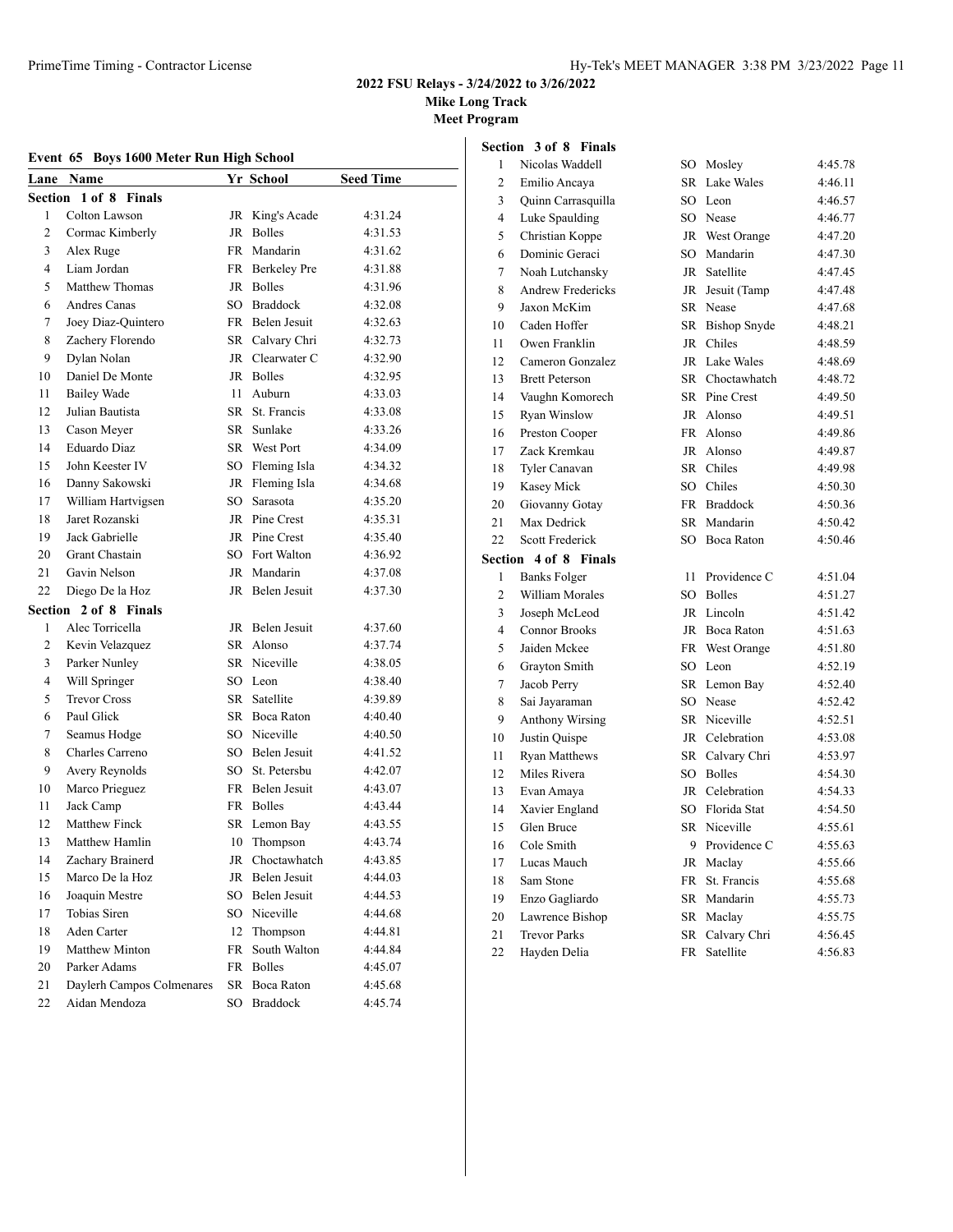**2022 FSU Relays - 3/24/2022 to 3/26/2022**
**Mike Long Track**
**Meet Program**

### Event 65 Boys 1600 Meter Run High School

| Lane | Name | Yr | School | Seed Time |
|---|---|---|---|---|
| **Section 1 of 8 Finals** | | | | |
| 1 | Colton Lawson | JR | King's Acade | 4:31.24 |
| 2 | Cormac Kimberly | JR | Bolles | 4:31.53 |
| 3 | Alex Ruge | FR | Mandarin | 4:31.62 |
| 4 | Liam Jordan | FR | Berkeley Pre | 4:31.88 |
| 5 | Matthew Thomas | JR | Bolles | 4:31.96 |
| 6 | Andres Canas | SO | Braddock | 4:32.08 |
| 7 | Joey Diaz-Quintero | FR | Belen Jesuit | 4:32.63 |
| 8 | Zachery Florendo | SR | Calvary Chri | 4:32.73 |
| 9 | Dylan Nolan | JR | Clearwater C | 4:32.90 |
| 10 | Daniel De Monte | JR | Bolles | 4:32.95 |
| 11 | Bailey Wade | 11 | Auburn | 4:33.03 |
| 12 | Julian Bautista | SR | St. Francis | 4:33.08 |
| 13 | Cason Meyer | SR | Sunlake | 4:33.26 |
| 14 | Eduardo Diaz | SR | West Port | 4:34.09 |
| 15 | John Keester IV | SO | Fleming Isla | 4:34.32 |
| 16 | Danny Sakowski | JR | Fleming Isla | 4:34.68 |
| 17 | William Hartvigsen | SO | Sarasota | 4:35.20 |
| 18 | Jaret Rozanski | JR | Pine Crest | 4:35.31 |
| 19 | Jack Gabrielle | JR | Pine Crest | 4:35.40 |
| 20 | Grant Chastain | SO | Fort Walton | 4:36.92 |
| 21 | Gavin Nelson | JR | Mandarin | 4:37.08 |
| 22 | Diego De la Hoz | JR | Belen Jesuit | 4:37.30 |
| **Section 2 of 8 Finals** | | | | |
| 1 | Alec Torricella | JR | Belen Jesuit | 4:37.60 |
| 2 | Kevin Velazquez | SR | Alonso | 4:37.74 |
| 3 | Parker Nunley | SR | Niceville | 4:38.05 |
| 4 | Will Springer | SO | Leon | 4:38.40 |
| 5 | Trevor Cross | SR | Satellite | 4:39.89 |
| 6 | Paul Glick | SR | Boca Raton | 4:40.40 |
| 7 | Seamus Hodge | SO | Niceville | 4:40.50 |
| 8 | Charles Carreno | SO | Belen Jesuit | 4:41.52 |
| 9 | Avery Reynolds | SO | St. Petersbu | 4:42.07 |
| 10 | Marco Prieguez | FR | Belen Jesuit | 4:43.07 |
| 11 | Jack Camp | FR | Bolles | 4:43.44 |
| 12 | Matthew Finck | SR | Lemon Bay | 4:43.55 |
| 13 | Matthew Hamlin | 10 | Thompson | 4:43.74 |
| 14 | Zachary Brainerd | JR | Choctawhatch | 4:43.85 |
| 15 | Marco De la Hoz | JR | Belen Jesuit | 4:44.03 |
| 16 | Joaquin Mestre | SO | Belen Jesuit | 4:44.53 |
| 17 | Tobias Siren | SO | Niceville | 4:44.68 |
| 18 | Aden Carter | 12 | Thompson | 4:44.81 |
| 19 | Matthew Minton | FR | South Walton | 4:44.84 |
| 20 | Parker Adams | FR | Bolles | 4:45.07 |
| 21 | Daylerh Campos Colmenares | SR | Boca Raton | 4:45.68 |
| 22 | Aidan Mendoza | SO | Braddock | 4:45.74 |
| **Section 3 of 8 Finals** | | | | |
| 1 | Nicolas Waddell | SO | Mosley | 4:45.78 |
| 2 | Emilio Ancaya | SR | Lake Wales | 4:46.11 |
| 3 | Quinn Carrasquilla | SO | Leon | 4:46.57 |
| 4 | Luke Spaulding | SO | Nease | 4:46.77 |
| 5 | Christian Koppe | JR | West Orange | 4:47.20 |
| 6 | Dominic Geraci | SO | Mandarin | 4:47.30 |
| 7 | Noah Lutchansky | JR | Satellite | 4:47.45 |
| 8 | Andrew Fredericks | JR | Jesuit (Tamp | 4:47.48 |
| 9 | Jaxon McKim | SR | Nease | 4:47.68 |
| 10 | Caden Hoffer | SR | Bishop Snyde | 4:48.21 |
| 11 | Owen Franklin | JR | Chiles | 4:48.59 |
| 12 | Cameron Gonzalez | JR | Lake Wales | 4:48.69 |
| 13 | Brett Peterson | SR | Choctawhatch | 4:48.72 |
| 14 | Vaughn Komorech | SR | Pine Crest | 4:49.50 |
| 15 | Ryan Winslow | JR | Alonso | 4:49.51 |
| 16 | Preston Cooper | FR | Alonso | 4:49.86 |
| 17 | Zack Kremkau | JR | Alonso | 4:49.87 |
| 18 | Tyler Canavan | SR | Chiles | 4:49.98 |
| 19 | Kasey Mick | SO | Chiles | 4:50.30 |
| 20 | Giovanny Gotay | FR | Braddock | 4:50.36 |
| 21 | Max Dedrick | SR | Mandarin | 4:50.42 |
| 22 | Scott Frederick | SO | Boca Raton | 4:50.46 |
| **Section 4 of 8 Finals** | | | | |
| 1 | Banks Folger | 11 | Providence C | 4:51.04 |
| 2 | William Morales | SO | Bolles | 4:51.27 |
| 3 | Joseph McLeod | JR | Lincoln | 4:51.42 |
| 4 | Connor Brooks | JR | Boca Raton | 4:51.63 |
| 5 | Jaiden Mckee | FR | West Orange | 4:51.80 |
| 6 | Grayton Smith | SO | Leon | 4:52.19 |
| 7 | Jacob Perry | SR | Lemon Bay | 4:52.40 |
| 8 | Sai Jayaraman | SO | Nease | 4:52.42 |
| 9 | Anthony Wirsing | SR | Niceville | 4:52.51 |
| 10 | Justin Quispe | JR | Celebration | 4:53.08 |
| 11 | Ryan Matthews | SR | Calvary Chri | 4:53.97 |
| 12 | Miles Rivera | SO | Bolles | 4:54.30 |
| 13 | Evan Amaya | JR | Celebration | 4:54.33 |
| 14 | Xavier England | SO | Florida Stat | 4:54.50 |
| 15 | Glen Bruce | SR | Niceville | 4:55.61 |
| 16 | Cole Smith | 9 | Providence C | 4:55.63 |
| 17 | Lucas Mauch | JR | Maclay | 4:55.66 |
| 18 | Sam Stone | FR | St. Francis | 4:55.68 |
| 19 | Enzo Gagliardo | SR | Mandarin | 4:55.73 |
| 20 | Lawrence Bishop | SR | Maclay | 4:55.75 |
| 21 | Trevor Parks | SR | Calvary Chri | 4:56.45 |
| 22 | Hayden Delia | FR | Satellite | 4:56.83 |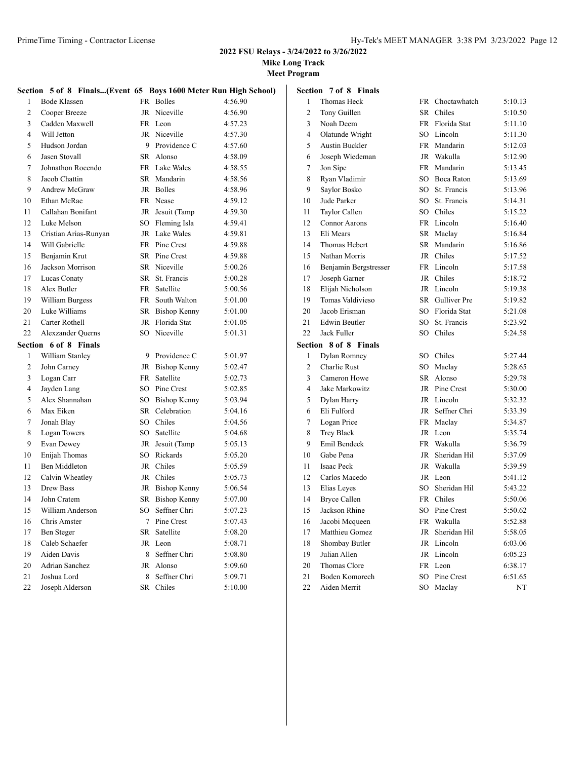## 2022 FSU Relays - 3/24/2022 to 3/26/2022

### Mike Long Track

### Meet Program

**Section 5 of 8 Finals...(Event 65 Boys 1600 Meter Run High School)**

| # | Name | Yr | School | Seed |
|---|---|---|---|---|
| 1 | Bode Klassen | FR | Bolles | 4:56.90 |
| 2 | Cooper Breeze | JR | Niceville | 4:56.90 |
| 3 | Cadden Maxwell | FR | Leon | 4:57.23 |
| 4 | Will Jetton | JR | Niceville | 4:57.30 |
| 5 | Hudson Jordan | 9 | Providence C | 4:57.60 |
| 6 | Jasen Stovall | SR | Alonso | 4:58.09 |
| 7 | Johnathon Rocendo | FR | Lake Wales | 4:58.55 |
| 8 | Jacob Chattin | SR | Mandarin | 4:58.56 |
| 9 | Andrew McGraw | JR | Bolles | 4:58.96 |
| 10 | Ethan McRae | FR | Nease | 4:59.12 |
| 11 | Callahan Bonifant | JR | Jesuit (Tamp | 4:59.30 |
| 12 | Luke Melson | SO | Fleming Isla | 4:59.41 |
| 13 | Cristian Arias-Runyan | JR | Lake Wales | 4:59.81 |
| 14 | Will Gabrielle | FR | Pine Crest | 4:59.88 |
| 15 | Benjamin Krut | SR | Pine Crest | 4:59.88 |
| 16 | Jackson Morrison | SR | Niceville | 5:00.26 |
| 17 | Lucas Conaty | SR | St. Francis | 5:00.28 |
| 18 | Alex Butler | FR | Satellite | 5:00.56 |
| 19 | William Burgess | FR | South Walton | 5:01.00 |
| 20 | Luke Williams | SR | Bishop Kenny | 5:01.00 |
| 21 | Carter Rothell | JR | Florida Stat | 5:01.05 |
| 22 | Alexzander Querns | SO | Niceville | 5:01.31 |

**Section 6 of 8 Finals**

| # | Name | Yr | School | Seed |
|---|---|---|---|---|
| 1 | William Stanley | 9 | Providence C | 5:01.97 |
| 2 | John Carney | JR | Bishop Kenny | 5:02.47 |
| 3 | Logan Carr | FR | Satellite | 5:02.73 |
| 4 | Jayden Lang | SO | Pine Crest | 5:02.85 |
| 5 | Alex Shannahan | SO | Bishop Kenny | 5:03.94 |
| 6 | Max Eiken | SR | Celebration | 5:04.16 |
| 7 | Jonah Blay | SO | Chiles | 5:04.56 |
| 8 | Logan Towers | SO | Satellite | 5:04.68 |
| 9 | Evan Dewey | JR | Jesuit (Tamp | 5:05.13 |
| 10 | Enijah Thomas | SO | Rickards | 5:05.20 |
| 11 | Ben Middleton | JR | Chiles | 5:05.59 |
| 12 | Calvin Wheatley | JR | Chiles | 5:05.73 |
| 13 | Drew Bass | JR | Bishop Kenny | 5:06.54 |
| 14 | John Cratem | SR | Bishop Kenny | 5:07.00 |
| 15 | William Anderson | SO | Seffner Chri | 5:07.23 |
| 16 | Chris Amster | 7 | Pine Crest | 5:07.43 |
| 17 | Ben Steger | SR | Satellite | 5:08.20 |
| 18 | Caleb Schaefer | JR | Leon | 5:08.71 |
| 19 | Aiden Davis | 8 | Seffner Chri | 5:08.80 |
| 20 | Adrian Sanchez | JR | Alonso | 5:09.60 |
| 21 | Joshua Lord | 8 | Seffner Chri | 5:09.71 |
| 22 | Joseph Alderson | SR | Chiles | 5:10.00 |

**Section 7 of 8 Finals**

| # | Name | Yr | School | Seed |
|---|---|---|---|---|
| 1 | Thomas Heck | FR | Choctawhatch | 5:10.13 |
| 2 | Tony Guillen | SR | Chiles | 5:10.50 |
| 3 | Noah Deem | FR | Florida Stat | 5:11.10 |
| 4 | Olatunde Wright | SO | Lincoln | 5:11.30 |
| 5 | Austin Buckler | FR | Mandarin | 5:12.03 |
| 6 | Joseph Wiedeman | JR | Wakulla | 5:12.90 |
| 7 | Jon Sipe | FR | Mandarin | 5:13.45 |
| 8 | Ryan Vladimir | SO | Boca Raton | 5:13.69 |
| 9 | Saylor Bosko | SO | St. Francis | 5:13.96 |
| 10 | Jude Parker | SO | St. Francis | 5:14.31 |
| 11 | Taylor Callen | SO | Chiles | 5:15.22 |
| 12 | Connor Aarons | FR | Lincoln | 5:16.40 |
| 13 | Eli Mears | SR | Maclay | 5:16.84 |
| 14 | Thomas Hebert | SR | Mandarin | 5:16.86 |
| 15 | Nathan Morris | JR | Chiles | 5:17.52 |
| 16 | Benjamin Bergstresser | FR | Lincoln | 5:17.58 |
| 17 | Joseph Garner | JR | Chiles | 5:18.72 |
| 18 | Elijah Nicholson | JR | Lincoln | 5:19.38 |
| 19 | Tomas Valdivieso | SR | Gulliver Pre | 5:19.82 |
| 20 | Jacob Erisman | SO | Florida Stat | 5:21.08 |
| 21 | Edwin Beutler | SO | St. Francis | 5:23.92 |
| 22 | Jack Fuller | SO | Chiles | 5:24.58 |

**Section 8 of 8 Finals**

| # | Name | Yr | School | Seed |
|---|---|---|---|---|
| 1 | Dylan Romney | SO | Chiles | 5:27.44 |
| 2 | Charlie Rust | SO | Maclay | 5:28.65 |
| 3 | Cameron Howe | SR | Alonso | 5:29.78 |
| 4 | Jake Markowitz | JR | Pine Crest | 5:30.00 |
| 5 | Dylan Harry | JR | Lincoln | 5:32.32 |
| 6 | Eli Fulford | JR | Seffner Chri | 5:33.39 |
| 7 | Logan Price | FR | Maclay | 5:34.87 |
| 8 | Trey Black | JR | Leon | 5:35.74 |
| 9 | Emil Bendeck | FR | Wakulla | 5:36.79 |
| 10 | Gabe Pena | JR | Sheridan Hil | 5:37.09 |
| 11 | Isaac Peck | JR | Wakulla | 5:39.59 |
| 12 | Carlos Macedo | JR | Leon | 5:41.12 |
| 13 | Elias Leyes | SO | Sheridan Hil | 5:43.22 |
| 14 | Bryce Callen | FR | Chiles | 5:50.06 |
| 15 | Jackson Rhine | SO | Pine Crest | 5:50.62 |
| 16 | Jacobi Mcqueen | FR | Wakulla | 5:52.88 |
| 17 | Matthieu Gomez | JR | Sheridan Hil | 5:58.05 |
| 18 | Shombay Butler | JR | Lincoln | 6:03.06 |
| 19 | Julian Allen | JR | Lincoln | 6:05.23 |
| 20 | Thomas Clore | FR | Leon | 6:38.17 |
| 21 | Boden Komorech | SO | Pine Crest | 6:51.65 |
| 22 | Aiden Merrit | SO | Maclay | NT |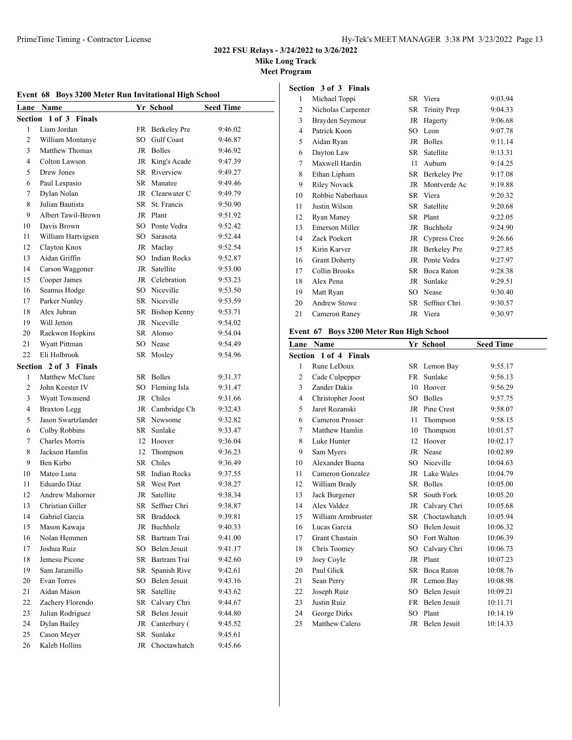## 2022 FSU Relays - 3/24/2022 to 3/26/2022

**Mike Long Track**

**Meet Program**

### Event 68 Boys 3200 Meter Run Invitational High School

| Lane | Name | Yr | School | Seed Time |
|---|---|---|---|---|
| **Section 1 of 3 Finals** | | | | |
| 1 | Liam Jordan | FR | Berkeley Pre | 9:46.02 |
| 2 | William Montanye | SO | Gulf Coast | 9:46.87 |
| 3 | Matthew Thomas | JR | Bolles | 9:46.92 |
| 4 | Colton Lawson | JR | King's Acade | 9:47.39 |
| 5 | Drew Jones | SR | Riverview | 9:49.27 |
| 6 | Paul Lespasio | SR | Manatee | 9:49.46 |
| 7 | Dylan Nolan | JR | Clearwater C | 9:49.79 |
| 8 | Julian Bautista | SR | St. Francis | 9:50.90 |
| 9 | Albert Tawil-Brown | JR | Plant | 9:51.92 |
| 10 | Davis Brown | SO | Ponte Vedra | 9:52.42 |
| 11 | William Hartvigsen | SO | Sarasota | 9:52.44 |
| 12 | Clayton Knox | JR | Maclay | 9:52.54 |
| 13 | Aidan Griffin | SO | Indian Rocks | 9:52.87 |
| 14 | Carson Waggoner | JR | Satellite | 9:53.00 |
| 15 | Cooper James | JR | Celebration | 9:53.23 |
| 16 | Seamus Hodge | SO | Niceville | 9:53.50 |
| 17 | Parker Nunley | SR | Niceville | 9:53.59 |
| 18 | Alex Jubran | SR | Bishop Kenny | 9:53.71 |
| 19 | Will Jetton | JR | Niceville | 9:54.02 |
| 20 | Raekwon Hopkins | SR | Alonso | 9:54.04 |
| 21 | Wyatt Pittman | SO | Nease | 9:54.49 |
| 22 | Eli Holbrook | SR | Mosley | 9:54.96 |
| **Section 2 of 3 Finals** | | | | |
| 1 | Matthew McClure | SR | Bolles | 9:31.37 |
| 2 | John Keester IV | SO | Fleming Isla | 9:31.47 |
| 3 | Wyatt Townsend | JR | Chiles | 9:31.66 |
| 4 | Braxton Legg | JR | Cambridge Ch | 9:32.43 |
| 5 | Jason Swartzlander | SR | Newsome | 9:32.82 |
| 6 | Colby Robbins | SR | Sunlake | 9:33.47 |
| 7 | Charles Morris | 12 | Hoover | 9:36.04 |
| 8 | Jackson Hamlin | 12 | Thompson | 9:36.23 |
| 9 | Ben Kirbo | SR | Chiles | 9:36.49 |
| 10 | Mateo Luna | SR | Indian Rocks | 9:37.55 |
| 11 | Eduardo Diaz | SR | West Port | 9:38.27 |
| 12 | Andrew Mahorner | JR | Satellite | 9:38.34 |
| 13 | Christian Giller | SR | Seffner Chri | 9:38.87 |
| 14 | Gabriel Garcia | SR | Braddock | 9:39.81 |
| 15 | Mason Kawaja | JR | Buchholz | 9:40.33 |
| 16 | Nolan Hemmen | SR | Bartram Trai | 9:41.00 |
| 17 | Joshua Ruiz | SO | Belen Jesuit | 9:41.17 |
| 18 | Jemesu Picone | SR | Bartram Trai | 9:42.60 |
| 19 | Sam Jaramillo | SR | Spanish Rive | 9:42.61 |
| 20 | Evan Torres | SO | Belen Jesuit | 9:43.16 |
| 21 | Aidan Mason | SR | Satellite | 9:43.62 |
| 22 | Zachery Florendo | SR | Calvary Chri | 9:44.67 |
| 23 | Julian Rodriguez | SR | Belen Jesuit | 9:44.80 |
| 24 | Dylan Bailey | JR | Canterbury ( | 9:45.52 |
| 25 | Cason Meyer | SR | Sunlake | 9:45.61 |
| 26 | Kaleb Hollins | JR | Choctawhatch | 9:45.66 |
| **Section 3 of 3 Finals** | | | | |
| 1 | Michael Toppi | SR | Viera | 9:03.94 |
| 2 | Nicholas Carpenter | SR | Trinity Prep | 9:04.33 |
| 3 | Brayden Seymour | JR | Hagerty | 9:06.68 |
| 4 | Patrick Koon | SO | Leon | 9:07.78 |
| 5 | Aidan Ryan | JR | Bolles | 9:11.14 |
| 6 | Dayton Law | SR | Satellite | 9:13.31 |
| 7 | Maxwell Hardin | 11 | Auburn | 9:14.25 |
| 8 | Ethan Lipham | SR | Berkeley Pre | 9:17.08 |
| 9 | Riley Novack | JR | Montverde Ac | 9:19.88 |
| 10 | Robbie Naberhaus | SR | Viera | 9:20.32 |
| 11 | Justin Wilson | SR | Satellite | 9:20.68 |
| 12 | Ryan Maney | SR | Plant | 9:22.05 |
| 13 | Emerson Miller | JR | Buchholz | 9:24.90 |
| 14 | Zack Poekert | JR | Cypress Cree | 9:26.66 |
| 15 | Kirin Karver | JR | Berkeley Pre | 9:27.85 |
| 16 | Grant Doherty | JR | Ponte Vedra | 9:27.97 |
| 17 | Collin Brooks | SR | Boca Raton | 9:28.38 |
| 18 | Alex Pena | JR | Sunlake | 9:29.51 |
| 19 | Matt Ryan | SO | Nease | 9:30.40 |
| 20 | Andrew Stowe | SR | Seffner Chri | 9:30.57 |
| 21 | Cameron Raney | JR | Viera | 9:30.97 |

### Event 67 Boys 3200 Meter Run High School

| Lane | Name | Yr | School | Seed Time |
|---|---|---|---|---|
| **Section 1 of 4 Finals** | | | | |
| 1 | Rune LeDoux | SR | Lemon Bay | 9:55.17 |
| 2 | Cade Culpepper | FR | Sunlake | 9:56.13 |
| 3 | Zander Dakis | 10 | Hoover | 9:56.29 |
| 4 | Christopher Joost | SO | Bolles | 9:57.75 |
| 5 | Jaret Rozanski | JR | Pine Crest | 9:58.07 |
| 6 | Cameron Prosser | 11 | Thompson | 9:58.15 |
| 7 | Matthew Hamlin | 10 | Thompson | 10:01.57 |
| 8 | Luke Hunter | 12 | Hoover | 10:02.17 |
| 9 | Sam Myers | JR | Nease | 10:02.89 |
| 10 | Alexander Buena | SO | Niceville | 10:04.63 |
| 11 | Cameron Gonzalez | JR | Lake Wales | 10:04.79 |
| 12 | William Brady | SR | Bolles | 10:05.00 |
| 13 | Jack Burgener | SR | South Fork | 10:05.20 |
| 14 | Alex Valdez | JR | Calvary Chri | 10:05.68 |
| 15 | William Armbruster | SR | Choctawhatch | 10:05.94 |
| 16 | Lucas Garcia | SO | Belen Jesuit | 10:06.32 |
| 17 | Grant Chastain | SO | Fort Walton | 10:06.39 |
| 18 | Chris Toomey | SO | Calvary Chri | 10:06.73 |
| 19 | Joey Coyle | JR | Plant | 10:07.23 |
| 20 | Paul Glick | SR | Boca Raton | 10:08.76 |
| 21 | Sean Perry | JR | Lemon Bay | 10:08.98 |
| 22 | Joseph Ruiz | SO | Belen Jesuit | 10:09.21 |
| 23 | Justin Ruiz | FR | Belen Jesuit | 10:11.71 |
| 24 | George Dirks | SO | Plant | 10:14.19 |
| 25 | Matthew Calero | JR | Belen Jesuit | 10:14.33 |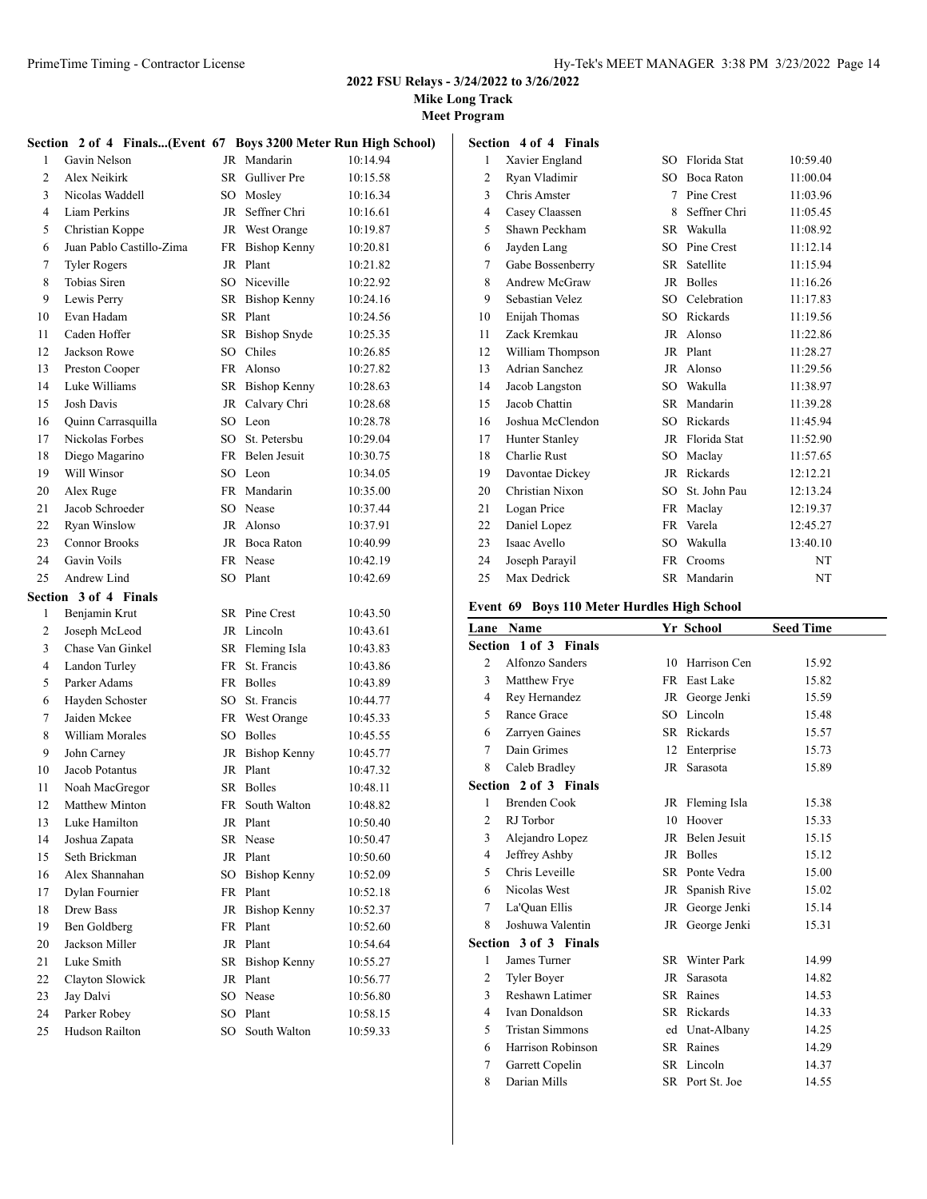## 2022 FSU Relays - 3/24/2022 to 3/26/2022

**Mike Long Track**

**Meet Program**

### Section 2 of 4 Finals...(Event 67 Boys 3200 Meter Run High School)

| # | Name | Yr | School | Seed Time |
|---|---|---|---|---|
| 1 | Gavin Nelson | JR | Mandarin | 10:14.94 |
| 2 | Alex Neikirk | SR | Gulliver Pre | 10:15.58 |
| 3 | Nicolas Waddell | SO | Mosley | 10:16.34 |
| 4 | Liam Perkins | JR | Seffner Chri | 10:16.61 |
| 5 | Christian Koppe | JR | West Orange | 10:19.87 |
| 6 | Juan Pablo Castillo-Zima | FR | Bishop Kenny | 10:20.81 |
| 7 | Tyler Rogers | JR | Plant | 10:21.82 |
| 8 | Tobias Siren | SO | Niceville | 10:22.92 |
| 9 | Lewis Perry | SR | Bishop Kenny | 10:24.16 |
| 10 | Evan Hadam | SR | Plant | 10:24.56 |
| 11 | Caden Hoffer | SR | Bishop Snyde | 10:25.35 |
| 12 | Jackson Rowe | SO | Chiles | 10:26.85 |
| 13 | Preston Cooper | FR | Alonso | 10:27.82 |
| 14 | Luke Williams | SR | Bishop Kenny | 10:28.63 |
| 15 | Josh Davis | JR | Calvary Chri | 10:28.68 |
| 16 | Quinn Carrasquilla | SO | Leon | 10:28.78 |
| 17 | Nickolas Forbes | SO | St. Petersbu | 10:29.04 |
| 18 | Diego Magarino | FR | Belen Jesuit | 10:30.75 |
| 19 | Will Winsor | SO | Leon | 10:34.05 |
| 20 | Alex Ruge | FR | Mandarin | 10:35.00 |
| 21 | Jacob Schroeder | SO | Nease | 10:37.44 |
| 22 | Ryan Winslow | JR | Alonso | 10:37.91 |
| 23 | Connor Brooks | JR | Boca Raton | 10:40.99 |
| 24 | Gavin Voils | FR | Nease | 10:42.19 |
| 25 | Andrew Lind | SO | Plant | 10:42.69 |

### Section 3 of 4 Finals

| # | Name | Yr | School | Seed Time |
|---|---|---|---|---|
| 1 | Benjamin Krut | SR | Pine Crest | 10:43.50 |
| 2 | Joseph McLeod | JR | Lincoln | 10:43.61 |
| 3 | Chase Van Ginkel | SR | Fleming Isla | 10:43.83 |
| 4 | Landon Turley | FR | St. Francis | 10:43.86 |
| 5 | Parker Adams | FR | Bolles | 10:43.89 |
| 6 | Hayden Schoster | SO | St. Francis | 10:44.77 |
| 7 | Jaiden Mckee | FR | West Orange | 10:45.33 |
| 8 | William Morales | SO | Bolles | 10:45.55 |
| 9 | John Carney | JR | Bishop Kenny | 10:45.77 |
| 10 | Jacob Potantus | JR | Plant | 10:47.32 |
| 11 | Noah MacGregor | SR | Bolles | 10:48.11 |
| 12 | Matthew Minton | FR | South Walton | 10:48.82 |
| 13 | Luke Hamilton | JR | Plant | 10:50.40 |
| 14 | Joshua Zapata | SR | Nease | 10:50.47 |
| 15 | Seth Brickman | JR | Plant | 10:50.60 |
| 16 | Alex Shannahan | SO | Bishop Kenny | 10:52.09 |
| 17 | Dylan Fournier | FR | Plant | 10:52.18 |
| 18 | Drew Bass | JR | Bishop Kenny | 10:52.37 |
| 19 | Ben Goldberg | FR | Plant | 10:52.60 |
| 20 | Jackson Miller | JR | Plant | 10:54.64 |
| 21 | Luke Smith | SR | Bishop Kenny | 10:55.27 |
| 22 | Clayton Slowick | JR | Plant | 10:56.77 |
| 23 | Jay Dalvi | SO | Nease | 10:56.80 |
| 24 | Parker Robey | SO | Plant | 10:58.15 |
| 25 | Hudson Railton | SO | South Walton | 10:59.33 |

### Section 4 of 4 Finals

| # | Name | Yr | School | Seed Time |
|---|---|---|---|---|
| 1 | Xavier England | SO | Florida Stat | 10:59.40 |
| 2 | Ryan Vladimir | SO | Boca Raton | 11:00.04 |
| 3 | Chris Amster | 7 | Pine Crest | 11:03.96 |
| 4 | Casey Claassen | 8 | Seffner Chri | 11:05.45 |
| 5 | Shawn Peckham | SR | Wakulla | 11:08.92 |
| 6 | Jayden Lang | SO | Pine Crest | 11:12.14 |
| 7 | Gabe Bossenberry | SR | Satellite | 11:15.94 |
| 8 | Andrew McGraw | JR | Bolles | 11:16.26 |
| 9 | Sebastian Velez | SO | Celebration | 11:17.83 |
| 10 | Enijah Thomas | SO | Rickards | 11:19.56 |
| 11 | Zack Kremkau | JR | Alonso | 11:22.86 |
| 12 | William Thompson | JR | Plant | 11:28.27 |
| 13 | Adrian Sanchez | JR | Alonso | 11:29.56 |
| 14 | Jacob Langston | SO | Wakulla | 11:38.97 |
| 15 | Jacob Chattin | SR | Mandarin | 11:39.28 |
| 16 | Joshua McClendon | SO | Rickards | 11:45.94 |
| 17 | Hunter Stanley | JR | Florida Stat | 11:52.90 |
| 18 | Charlie Rust | SO | Maclay | 11:57.65 |
| 19 | Davontae Dickey | JR | Rickards | 12:12.21 |
| 20 | Christian Nixon | SO | St. John Pau | 12:13.24 |
| 21 | Logan Price | FR | Maclay | 12:19.37 |
| 22 | Daniel Lopez | FR | Varela | 12:45.27 |
| 23 | Isaac Avello | SO | Wakulla | 13:40.10 |
| 24 | Joseph Parayil | FR | Crooms | NT |
| 25 | Max Dedrick | SR | Mandarin | NT |

### Event 69 Boys 110 Meter Hurdles High School

| Lane | Name | Yr | School | Seed Time |
|---|---|---|---|---|
| **Section 1 of 3 Finals** | | | | |
| 2 | Alfonzo Sanders | 10 | Harrison Cen | 15.92 |
| 3 | Matthew Frye | FR | East Lake | 15.82 |
| 4 | Rey Hernandez | JR | George Jenki | 15.59 |
| 5 | Rance Grace | SO | Lincoln | 15.48 |
| 6 | Zarryen Gaines | SR | Rickards | 15.57 |
| 7 | Dain Grimes | 12 | Enterprise | 15.73 |
| 8 | Caleb Bradley | JR | Sarasota | 15.89 |
| **Section 2 of 3 Finals** | | | | |
| 1 | Brenden Cook | JR | Fleming Isla | 15.38 |
| 2 | RJ Torbor | 10 | Hoover | 15.33 |
| 3 | Alejandro Lopez | JR | Belen Jesuit | 15.15 |
| 4 | Jeffrey Ashby | JR | Bolles | 15.12 |
| 5 | Chris Leveille | SR | Ponte Vedra | 15.00 |
| 6 | Nicolas West | JR | Spanish Rive | 15.02 |
| 7 | La'Quan Ellis | JR | George Jenki | 15.14 |
| 8 | Joshuwa Valentin | JR | George Jenki | 15.31 |
| **Section 3 of 3 Finals** | | | | |
| 1 | James Turner | SR | Winter Park | 14.99 |
| 2 | Tyler Boyer | JR | Sarasota | 14.82 |
| 3 | Reshawn Latimer | SR | Raines | 14.53 |
| 4 | Ivan Donaldson | SR | Rickards | 14.33 |
| 5 | Tristan Simmons | ed | Unat-Albany | 14.25 |
| 6 | Harrison Robinson | SR | Raines | 14.29 |
| 7 | Garrett Copelin | SR | Lincoln | 14.37 |
| 8 | Darian Mills | SR | Port St. Joe | 14.55 |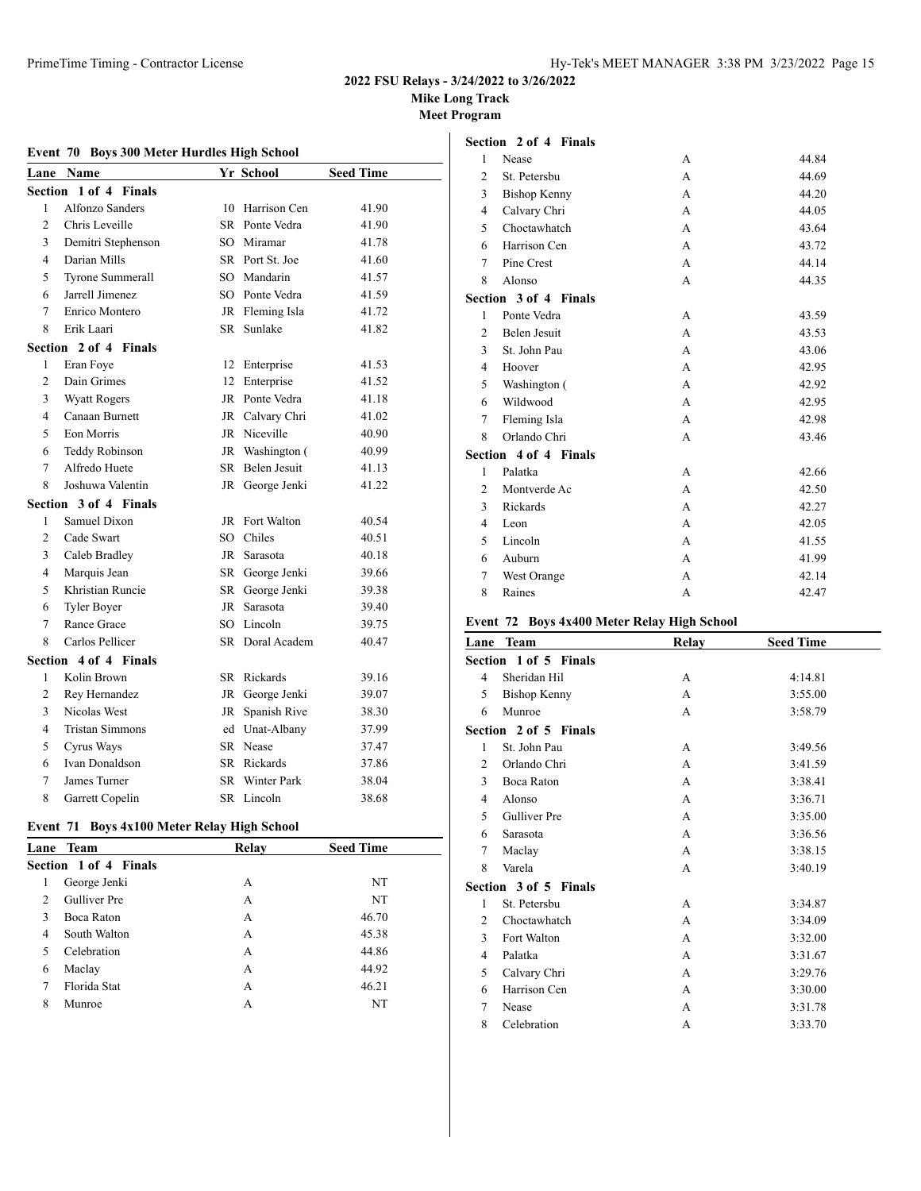**2022 FSU Relays - 3/24/2022 to 3/26/2022**
**Mike Long Track**
**Meet Program**

### Event 70 Boys 300 Meter Hurdles High School

| Lane | Name | Yr | School | Seed Time |
|---|---|---|---|---|
| **Section 1 of 4 Finals** | | | | |
| 1 | Alfonzo Sanders | 10 | Harrison Cen | 41.90 |
| 2 | Chris Leveille | SR | Ponte Vedra | 41.90 |
| 3 | Demitri Stephenson | SO | Miramar | 41.78 |
| 4 | Darian Mills | SR | Port St. Joe | 41.60 |
| 5 | Tyrone Summerall | SO | Mandarin | 41.57 |
| 6 | Jarrell Jimenez | SO | Ponte Vedra | 41.59 |
| 7 | Enrico Montero | JR | Fleming Isla | 41.72 |
| 8 | Erik Laari | SR | Sunlake | 41.82 |
| **Section 2 of 4 Finals** | | | | |
| 1 | Eran Foye | 12 | Enterprise | 41.53 |
| 2 | Dain Grimes | 12 | Enterprise | 41.52 |
| 3 | Wyatt Rogers | JR | Ponte Vedra | 41.18 |
| 4 | Canaan Burnett | JR | Calvary Chri | 41.02 |
| 5 | Eon Morris | JR | Niceville | 40.90 |
| 6 | Teddy Robinson | JR | Washington ( | 40.99 |
| 7 | Alfredo Huete | SR | Belen Jesuit | 41.13 |
| 8 | Joshuwa Valentin | JR | George Jenki | 41.22 |
| **Section 3 of 4 Finals** | | | | |
| 1 | Samuel Dixon | JR | Fort Walton | 40.54 |
| 2 | Cade Swart | SO | Chiles | 40.51 |
| 3 | Caleb Bradley | JR | Sarasota | 40.18 |
| 4 | Marquis Jean | SR | George Jenki | 39.66 |
| 5 | Khristian Runcie | SR | George Jenki | 39.38 |
| 6 | Tyler Boyer | JR | Sarasota | 39.40 |
| 7 | Rance Grace | SO | Lincoln | 39.75 |
| 8 | Carlos Pellicer | SR | Doral Academ | 40.47 |
| **Section 4 of 4 Finals** | | | | |
| 1 | Kolin Brown | SR | Rickards | 39.16 |
| 2 | Rey Hernandez | JR | George Jenki | 39.07 |
| 3 | Nicolas West | JR | Spanish Rive | 38.30 |
| 4 | Tristan Simmons | ed | Unat-Albany | 37.99 |
| 5 | Cyrus Ways | SR | Nease | 37.47 |
| 6 | Ivan Donaldson | SR | Rickards | 37.86 |
| 7 | James Turner | SR | Winter Park | 38.04 |
| 8 | Garrett Copelin | SR | Lincoln | 38.68 |

### Event 71 Boys 4x100 Meter Relay High School

| Lane | Team | Relay | Seed Time |
|---|---|---|---|
| **Section 1 of 4 Finals** | | | |
| 1 | George Jenki | A | NT |
| 2 | Gulliver Pre | A | NT |
| 3 | Boca Raton | A | 46.70 |
| 4 | South Walton | A | 45.38 |
| 5 | Celebration | A | 44.86 |
| 6 | Maclay | A | 44.92 |
| 7 | Florida Stat | A | 46.21 |
| 8 | Munroe | A | NT |
| **Section 2 of 4 Finals** | | | |
| 1 | Nease | A | 44.84 |
| 2 | St. Petersbu | A | 44.69 |
| 3 | Bishop Kenny | A | 44.20 |
| 4 | Calvary Chri | A | 44.05 |
| 5 | Choctawhatch | A | 43.64 |
| 6 | Harrison Cen | A | 43.72 |
| 7 | Pine Crest | A | 44.14 |
| 8 | Alonso | A | 44.35 |
| **Section 3 of 4 Finals** | | | |
| 1 | Ponte Vedra | A | 43.59 |
| 2 | Belen Jesuit | A | 43.53 |
| 3 | St. John Pau | A | 43.06 |
| 4 | Hoover | A | 42.95 |
| 5 | Washington ( | A | 42.92 |
| 6 | Wildwood | A | 42.95 |
| 7 | Fleming Isla | A | 42.98 |
| 8 | Orlando Chri | A | 43.46 |
| **Section 4 of 4 Finals** | | | |
| 1 | Palatka | A | 42.66 |
| 2 | Montverde Ac | A | 42.50 |
| 3 | Rickards | A | 42.27 |
| 4 | Leon | A | 42.05 |
| 5 | Lincoln | A | 41.55 |
| 6 | Auburn | A | 41.99 |
| 7 | West Orange | A | 42.14 |
| 8 | Raines | A | 42.47 |

### Event 72 Boys 4x400 Meter Relay High School

| Lane | Team | Relay | Seed Time |
|---|---|---|---|
| **Section 1 of 5 Finals** | | | |
| 4 | Sheridan Hil | A | 4:14.81 |
| 5 | Bishop Kenny | A | 3:55.00 |
| 6 | Munroe | A | 3:58.79 |
| **Section 2 of 5 Finals** | | | |
| 1 | St. John Pau | A | 3:49.56 |
| 2 | Orlando Chri | A | 3:41.59 |
| 3 | Boca Raton | A | 3:38.41 |
| 4 | Alonso | A | 3:36.71 |
| 5 | Gulliver Pre | A | 3:35.00 |
| 6 | Sarasota | A | 3:36.56 |
| 7 | Maclay | A | 3:38.15 |
| 8 | Varela | A | 3:40.19 |
| **Section 3 of 5 Finals** | | | |
| 1 | St. Petersbu | A | 3:34.87 |
| 2 | Choctawhatch | A | 3:34.09 |
| 3 | Fort Walton | A | 3:32.00 |
| 4 | Palatka | A | 3:31.67 |
| 5 | Calvary Chri | A | 3:29.76 |
| 6 | Harrison Cen | A | 3:30.00 |
| 7 | Nease | A | 3:31.78 |
| 8 | Celebration | A | 3:33.70 |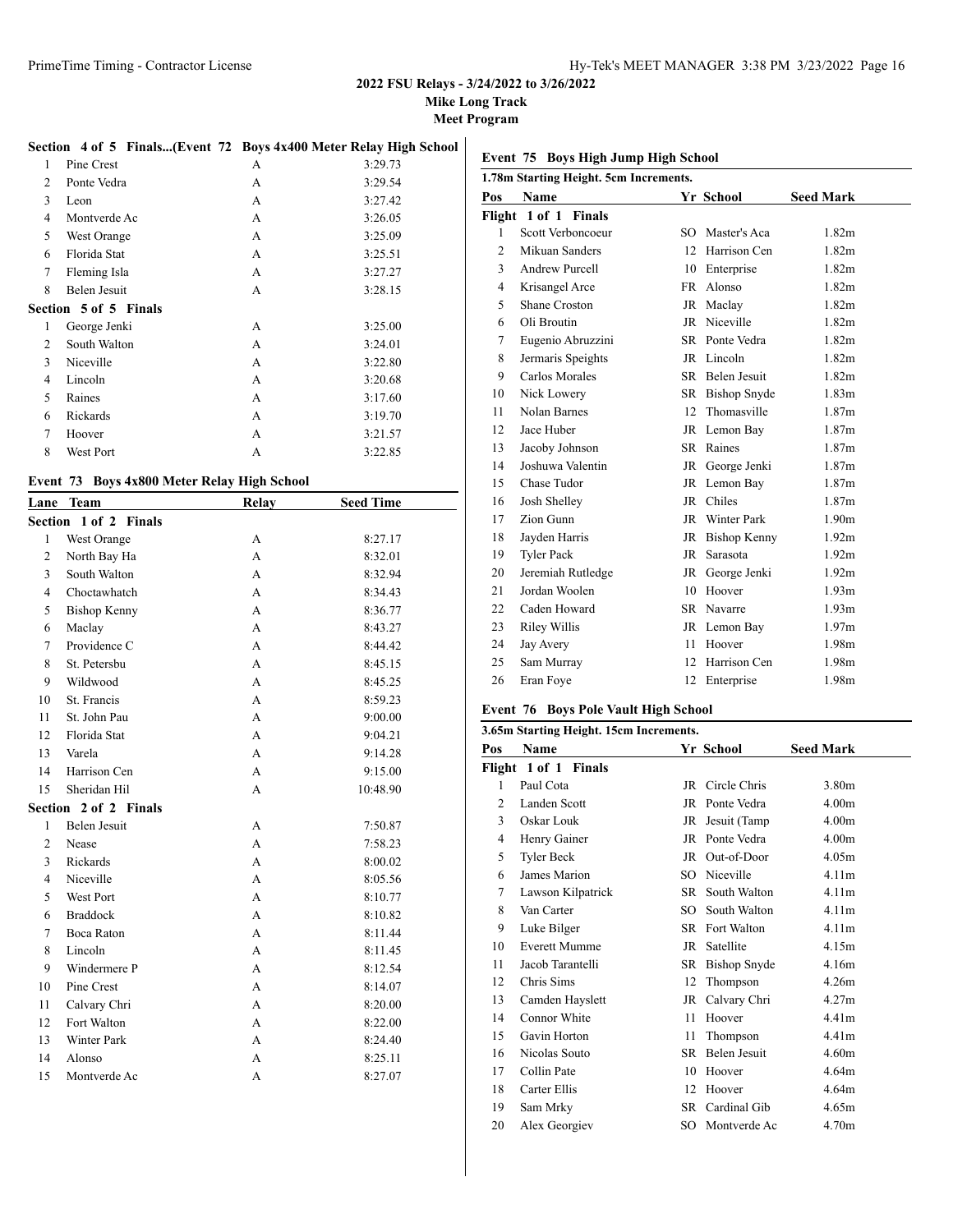## 2022 FSU Relays - 3/24/2022 to 3/26/2022

### Mike Long Track

### Meet Program

**Section 4 of 5 Finals...(Event 72 Boys 4x400 Meter Relay High School)**

| Lane | Team | Relay | Seed Time |
|---|---|---|---|
| 1 | Pine Crest | A | 3:29.73 |
| 2 | Ponte Vedra | A | 3:29.54 |
| 3 | Leon | A | 3:27.42 |
| 4 | Montverde Ac | A | 3:26.05 |
| 5 | West Orange | A | 3:25.09 |
| 6 | Florida Stat | A | 3:25.51 |
| 7 | Fleming Isla | A | 3:27.27 |
| 8 | Belen Jesuit | A | 3:28.15 |
| **Section 5 of 5 Finals** | | | |
| 1 | George Jenki | A | 3:25.00 |
| 2 | South Walton | A | 3:24.01 |
| 3 | Niceville | A | 3:22.80 |
| 4 | Lincoln | A | 3:20.68 |
| 5 | Raines | A | 3:17.60 |
| 6 | Rickards | A | 3:19.70 |
| 7 | Hoover | A | 3:21.57 |
| 8 | West Port | A | 3:22.85 |

### Event 73 Boys 4x800 Meter Relay High School

| Lane | Team | Relay | Seed Time |
|---|---|---|---|
| **Section 1 of 2 Finals** | | | |
| 1 | West Orange | A | 8:27.17 |
| 2 | North Bay Ha | A | 8:32.01 |
| 3 | South Walton | A | 8:32.94 |
| 4 | Choctawhatch | A | 8:34.43 |
| 5 | Bishop Kenny | A | 8:36.77 |
| 6 | Maclay | A | 8:43.27 |
| 7 | Providence C | A | 8:44.42 |
| 8 | St. Petersbu | A | 8:45.15 |
| 9 | Wildwood | A | 8:45.25 |
| 10 | St. Francis | A | 8:59.23 |
| 11 | St. John Pau | A | 9:00.00 |
| 12 | Florida Stat | A | 9:04.21 |
| 13 | Varela | A | 9:14.28 |
| 14 | Harrison Cen | A | 9:15.00 |
| 15 | Sheridan Hil | A | 10:48.90 |
| **Section 2 of 2 Finals** | | | |
| 1 | Belen Jesuit | A | 7:50.87 |
| 2 | Nease | A | 7:58.23 |
| 3 | Rickards | A | 8:00.02 |
| 4 | Niceville | A | 8:05.56 |
| 5 | West Port | A | 8:10.77 |
| 6 | Braddock | A | 8:10.82 |
| 7 | Boca Raton | A | 8:11.44 |
| 8 | Lincoln | A | 8:11.45 |
| 9 | Windermere P | A | 8:12.54 |
| 10 | Pine Crest | A | 8:14.07 |
| 11 | Calvary Chri | A | 8:20.00 |
| 12 | Fort Walton | A | 8:22.00 |
| 13 | Winter Park | A | 8:24.40 |
| 14 | Alonso | A | 8:25.11 |
| 15 | Montverde Ac | A | 8:27.07 |

### Event 75 Boys High Jump High School

**1.78m Starting Height. 5cm Increments.**

| Pos | Name | Yr | School | Seed Mark |
|---|---|---|---|---|
| **Flight 1 of 1 Finals** | | | | |
| 1 | Scott Verboncoeur | SO | Master's Aca | 1.82m |
| 2 | Mikuan Sanders | 12 | Harrison Cen | 1.82m |
| 3 | Andrew Purcell | 10 | Enterprise | 1.82m |
| 4 | Krisangel Arce | FR | Alonso | 1.82m |
| 5 | Shane Croston | JR | Maclay | 1.82m |
| 6 | Oli Broutin | JR | Niceville | 1.82m |
| 7 | Eugenio Abruzzini | SR | Ponte Vedra | 1.82m |
| 8 | Jermaris Speights | JR | Lincoln | 1.82m |
| 9 | Carlos Morales | SR | Belen Jesuit | 1.82m |
| 10 | Nick Lowery | SR | Bishop Snyde | 1.83m |
| 11 | Nolan Barnes | 12 | Thomasville | 1.87m |
| 12 | Jace Huber | JR | Lemon Bay | 1.87m |
| 13 | Jacoby Johnson | SR | Raines | 1.87m |
| 14 | Joshuwa Valentin | JR | George Jenki | 1.87m |
| 15 | Chase Tudor | JR | Lemon Bay | 1.87m |
| 16 | Josh Shelley | JR | Chiles | 1.87m |
| 17 | Zion Gunn | JR | Winter Park | 1.90m |
| 18 | Jayden Harris | JR | Bishop Kenny | 1.92m |
| 19 | Tyler Pack | JR | Sarasota | 1.92m |
| 20 | Jeremiah Rutledge | JR | George Jenki | 1.92m |
| 21 | Jordan Woolen | 10 | Hoover | 1.93m |
| 22 | Caden Howard | SR | Navarre | 1.93m |
| 23 | Riley Willis | JR | Lemon Bay | 1.97m |
| 24 | Jay Avery | 11 | Hoover | 1.98m |
| 25 | Sam Murray | 12 | Harrison Cen | 1.98m |
| 26 | Eran Foye | 12 | Enterprise | 1.98m |

### Event 76 Boys Pole Vault High School

**3.65m Starting Height. 15cm Increments.**

| Pos | Name | Yr | School | Seed Mark |
|---|---|---|---|---|
| **Flight 1 of 1 Finals** | | | | |
| 1 | Paul Cota | JR | Circle Chris | 3.80m |
| 2 | Landen Scott | JR | Ponte Vedra | 4.00m |
| 3 | Oskar Louk | JR | Jesuit (Tamp | 4.00m |
| 4 | Henry Gainer | JR | Ponte Vedra | 4.00m |
| 5 | Tyler Beck | JR | Out-of-Door | 4.05m |
| 6 | James Marion | SO | Niceville | 4.11m |
| 7 | Lawson Kilpatrick | SR | South Walton | 4.11m |
| 8 | Van Carter | SO | South Walton | 4.11m |
| 9 | Luke Bilger | SR | Fort Walton | 4.11m |
| 10 | Everett Mumme | JR | Satellite | 4.15m |
| 11 | Jacob Tarantelli | SR | Bishop Snyde | 4.16m |
| 12 | Chris Sims | 12 | Thompson | 4.26m |
| 13 | Camden Hayslett | JR | Calvary Chri | 4.27m |
| 14 | Connor White | 11 | Hoover | 4.41m |
| 15 | Gavin Horton | 11 | Thompson | 4.41m |
| 16 | Nicolas Souto | SR | Belen Jesuit | 4.60m |
| 17 | Collin Pate | 10 | Hoover | 4.64m |
| 18 | Carter Ellis | 12 | Hoover | 4.64m |
| 19 | Sam Mrky | SR | Cardinal Gib | 4.65m |
| 20 | Alex Georgiev | SO | Montverde Ac | 4.70m |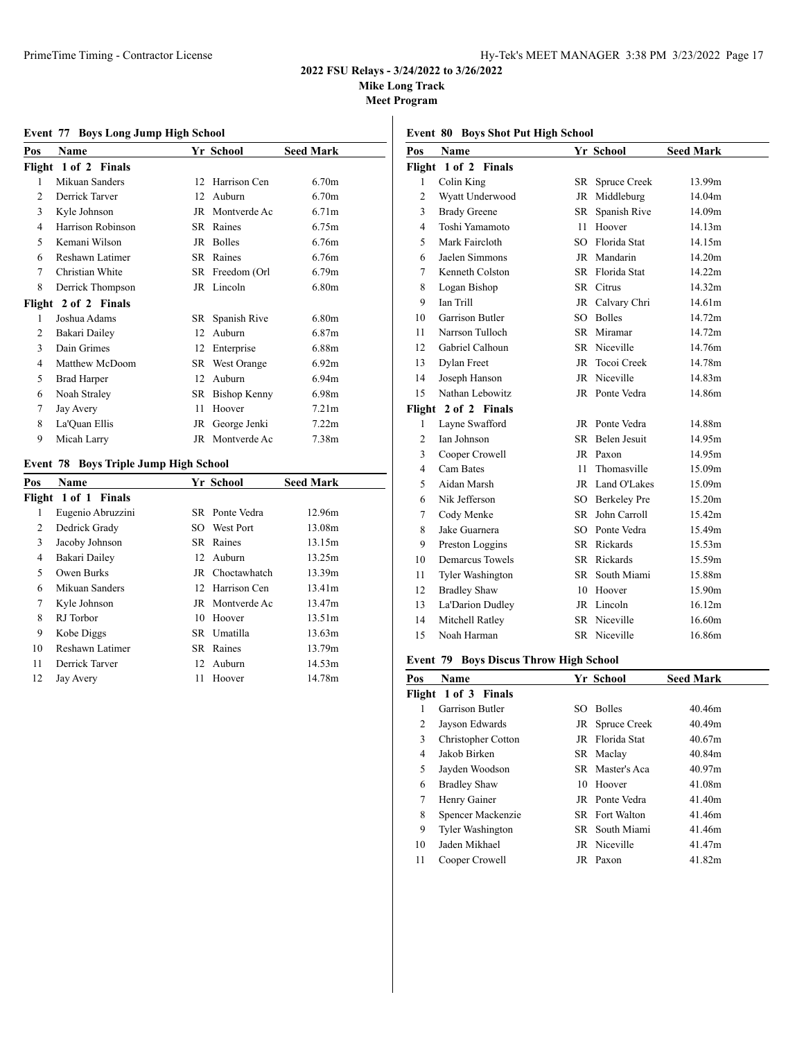# 2022 FSU Relays - 3/24/2022 to 3/26/2022

**Mike Long Track**

**Meet Program**

### Event 77 Boys Long Jump High School

| Pos | Name | Yr | School | Seed Mark |
|---|---|---|---|---|
| **Flight 1 of 2 Finals** | | | | |
| 1 | Mikuan Sanders | 12 | Harrison Cen | 6.70m |
| 2 | Derrick Tarver | 12 | Auburn | 6.70m |
| 3 | Kyle Johnson | JR | Montverde Ac | 6.71m |
| 4 | Harrison Robinson | SR | Raines | 6.75m |
| 5 | Kemani Wilson | JR | Bolles | 6.76m |
| 6 | Reshawn Latimer | SR | Raines | 6.76m |
| 7 | Christian White | SR | Freedom (Orl | 6.79m |
| 8 | Derrick Thompson | JR | Lincoln | 6.80m |
| **Flight 2 of 2 Finals** | | | | |
| 1 | Joshua Adams | SR | Spanish Rive | 6.80m |
| 2 | Bakari Dailey | 12 | Auburn | 6.87m |
| 3 | Dain Grimes | 12 | Enterprise | 6.88m |
| 4 | Matthew McDoom | SR | West Orange | 6.92m |
| 5 | Brad Harper | 12 | Auburn | 6.94m |
| 6 | Noah Straley | SR | Bishop Kenny | 6.98m |
| 7 | Jay Avery | 11 | Hoover | 7.21m |
| 8 | La'Quan Ellis | JR | George Jenki | 7.22m |
| 9 | Micah Larry | JR | Montverde Ac | 7.38m |

### Event 78 Boys Triple Jump High School

| Pos | Name | Yr | School | Seed Mark |
|---|---|---|---|---|
| **Flight 1 of 1 Finals** | | | | |
| 1 | Eugenio Abruzzini | SR | Ponte Vedra | 12.96m |
| 2 | Dedrick Grady | SO | West Port | 13.08m |
| 3 | Jacoby Johnson | SR | Raines | 13.15m |
| 4 | Bakari Dailey | 12 | Auburn | 13.25m |
| 5 | Owen Burks | JR | Choctawhatch | 13.39m |
| 6 | Mikuan Sanders | 12 | Harrison Cen | 13.41m |
| 7 | Kyle Johnson | JR | Montverde Ac | 13.47m |
| 8 | RJ Torbor | 10 | Hoover | 13.51m |
| 9 | Kobe Diggs | SR | Umatilla | 13.63m |
| 10 | Reshawn Latimer | SR | Raines | 13.79m |
| 11 | Derrick Tarver | 12 | Auburn | 14.53m |
| 12 | Jay Avery | 11 | Hoover | 14.78m |

### Event 80 Boys Shot Put High School

| Pos | Name | Yr | School | Seed Mark |
|---|---|---|---|---|
| **Flight 1 of 2 Finals** | | | | |
| 1 | Colin King | SR | Spruce Creek | 13.99m |
| 2 | Wyatt Underwood | JR | Middleburg | 14.04m |
| 3 | Brady Greene | SR | Spanish Rive | 14.09m |
| 4 | Toshi Yamamoto | 11 | Hoover | 14.13m |
| 5 | Mark Faircloth | SO | Florida Stat | 14.15m |
| 6 | Jaelen Simmons | JR | Mandarin | 14.20m |
| 7 | Kenneth Colston | SR | Florida Stat | 14.22m |
| 8 | Logan Bishop | SR | Citrus | 14.32m |
| 9 | Ian Trill | JR | Calvary Chri | 14.61m |
| 10 | Garrison Butler | SO | Bolles | 14.72m |
| 11 | Narrson Tulloch | SR | Miramar | 14.72m |
| 12 | Gabriel Calhoun | SR | Niceville | 14.76m |
| 13 | Dylan Freet | JR | Tocoi Creek | 14.78m |
| 14 | Joseph Hanson | JR | Niceville | 14.83m |
| 15 | Nathan Lebowitz | JR | Ponte Vedra | 14.86m |
| **Flight 2 of 2 Finals** | | | | |
| 1 | Layne Swafford | JR | Ponte Vedra | 14.88m |
| 2 | Ian Johnson | SR | Belen Jesuit | 14.95m |
| 3 | Cooper Crowell | JR | Paxon | 14.95m |
| 4 | Cam Bates | 11 | Thomasville | 15.09m |
| 5 | Aidan Marsh | JR | Land O'Lakes | 15.09m |
| 6 | Nik Jefferson | SO | Berkeley Pre | 15.20m |
| 7 | Cody Menke | SR | John Carroll | 15.42m |
| 8 | Jake Guarnera | SO | Ponte Vedra | 15.49m |
| 9 | Preston Loggins | SR | Rickards | 15.53m |
| 10 | Demarcus Towels | SR | Rickards | 15.59m |
| 11 | Tyler Washington | SR | South Miami | 15.88m |
| 12 | Bradley Shaw | 10 | Hoover | 15.90m |
| 13 | La'Darion Dudley | JR | Lincoln | 16.12m |
| 14 | Mitchell Ratley | SR | Niceville | 16.60m |
| 15 | Noah Harman | SR | Niceville | 16.86m |

### Event 79 Boys Discus Throw High School

| Pos | Name | Yr | School | Seed Mark |
|---|---|---|---|---|
| **Flight 1 of 3 Finals** | | | | |
| 1 | Garrison Butler | SO | Bolles | 40.46m |
| 2 | Jayson Edwards | JR | Spruce Creek | 40.49m |
| 3 | Christopher Cotton | JR | Florida Stat | 40.67m |
| 4 | Jakob Birken | SR | Maclay | 40.84m |
| 5 | Jayden Woodson | SR | Master's Aca | 40.97m |
| 6 | Bradley Shaw | 10 | Hoover | 41.08m |
| 7 | Henry Gainer | JR | Ponte Vedra | 41.40m |
| 8 | Spencer Mackenzie | SR | Fort Walton | 41.46m |
| 9 | Tyler Washington | SR | South Miami | 41.46m |
| 10 | Jaden Mikhael | JR | Niceville | 41.47m |
| 11 | Cooper Crowell | JR | Paxon | 41.82m |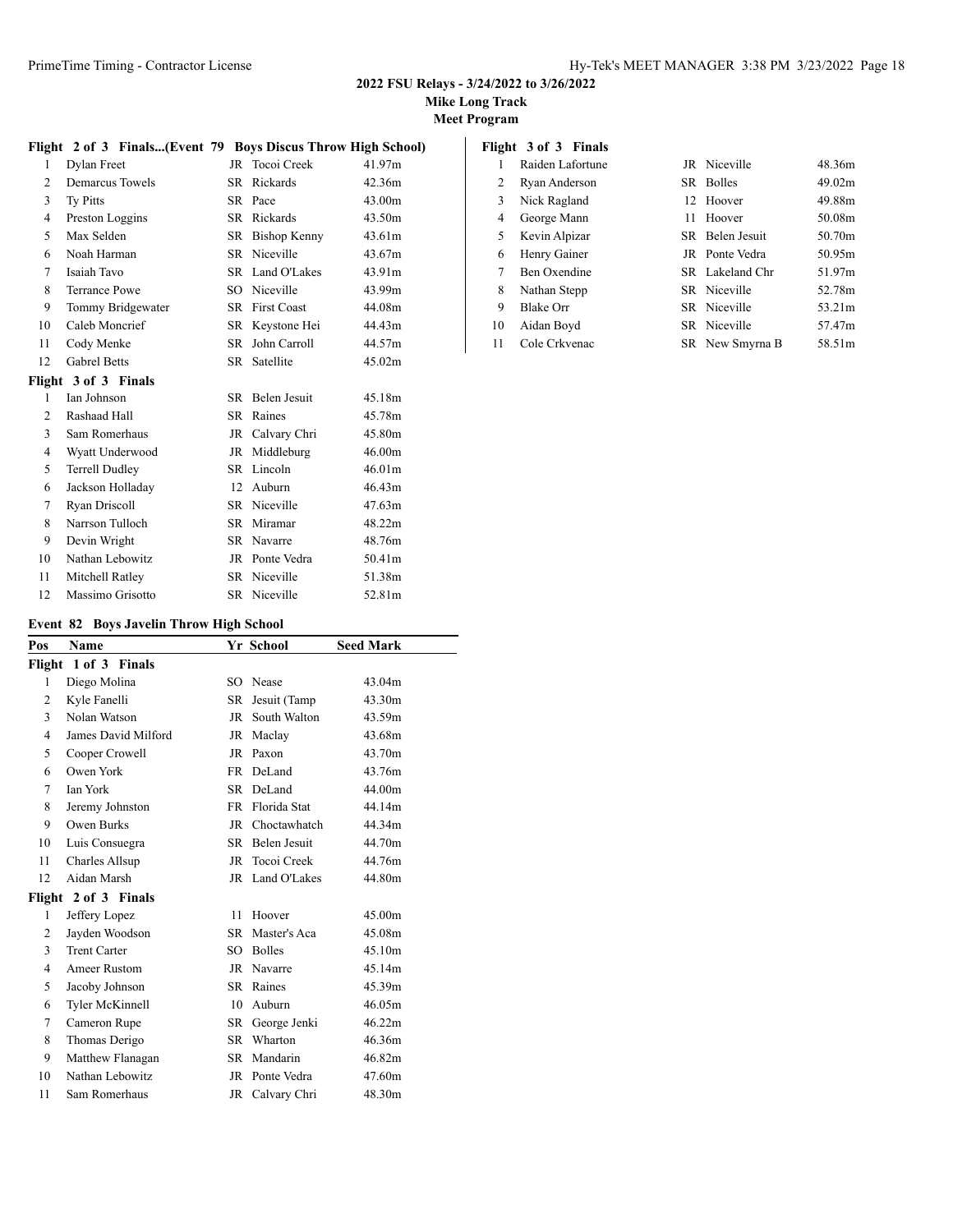# 2022 FSU Relays - 3/24/2022 to 3/26/2022

**Mike Long Track**

**Meet Program**

### Flight 2 of 3 Finals...(Event 79 Boys Discus Throw High School)

| | | | | |
|---|---|---|---|---|
| 1 | Dylan Freet | JR | Tocoi Creek | 41.97m |
| 2 | Demarcus Towels | SR | Rickards | 42.36m |
| 3 | Ty Pitts | SR | Pace | 43.00m |
| 4 | Preston Loggins | SR | Rickards | 43.50m |
| 5 | Max Selden | SR | Bishop Kenny | 43.61m |
| 6 | Noah Harman | SR | Niceville | 43.67m |
| 7 | Isaiah Tavo | SR | Land O'Lakes | 43.91m |
| 8 | Terrance Powe | SO | Niceville | 43.99m |
| 9 | Tommy Bridgewater | SR | First Coast | 44.08m |
| 10 | Caleb Moncrief | SR | Keystone Hei | 44.43m |
| 11 | Cody Menke | SR | John Carroll | 44.57m |
| 12 | Gabrel Betts | SR | Satellite | 45.02m |

### Flight 3 of 3 Finals

| | | | | |
|---|---|---|---|---|
| 1 | Ian Johnson | SR | Belen Jesuit | 45.18m |
| 2 | Rashaad Hall | SR | Raines | 45.78m |
| 3 | Sam Romerhaus | JR | Calvary Chri | 45.80m |
| 4 | Wyatt Underwood | JR | Middleburg | 46.00m |
| 5 | Terrell Dudley | SR | Lincoln | 46.01m |
| 6 | Jackson Holladay | 12 | Auburn | 46.43m |
| 7 | Ryan Driscoll | SR | Niceville | 47.63m |
| 8 | Narrson Tulloch | SR | Miramar | 48.22m |
| 9 | Devin Wright | SR | Navarre | 48.76m |
| 10 | Nathan Lebowitz | JR | Ponte Vedra | 50.41m |
| 11 | Mitchell Ratley | SR | Niceville | 51.38m |
| 12 | Massimo Grisotto | SR | Niceville | 52.81m |

## Event 82 Boys Javelin Throw High School

| Pos | Name | Yr | School | Seed Mark |
|---|---|---|---|---|
| **Flight 1 of 3 Finals** | | | | |
| 1 | Diego Molina | SO | Nease | 43.04m |
| 2 | Kyle Fanelli | SR | Jesuit (Tamp | 43.30m |
| 3 | Nolan Watson | JR | South Walton | 43.59m |
| 4 | James David Milford | JR | Maclay | 43.68m |
| 5 | Cooper Crowell | JR | Paxon | 43.70m |
| 6 | Owen York | FR | DeLand | 43.76m |
| 7 | Ian York | SR | DeLand | 44.00m |
| 8 | Jeremy Johnston | FR | Florida Stat | 44.14m |
| 9 | Owen Burks | JR | Choctawhatch | 44.34m |
| 10 | Luis Consuegra | SR | Belen Jesuit | 44.70m |
| 11 | Charles Allsup | JR | Tocoi Creek | 44.76m |
| 12 | Aidan Marsh | JR | Land O'Lakes | 44.80m |
| **Flight 2 of 3 Finals** | | | | |
| 1 | Jeffery Lopez | 11 | Hoover | 45.00m |
| 2 | Jayden Woodson | SR | Master's Aca | 45.08m |
| 3 | Trent Carter | SO | Bolles | 45.10m |
| 4 | Ameer Rustom | JR | Navarre | 45.14m |
| 5 | Jacoby Johnson | SR | Raines | 45.39m |
| 6 | Tyler McKinnell | 10 | Auburn | 46.05m |
| 7 | Cameron Rupe | SR | George Jenki | 46.22m |
| 8 | Thomas Derigo | SR | Wharton | 46.36m |
| 9 | Matthew Flanagan | SR | Mandarin | 46.82m |
| 10 | Nathan Lebowitz | JR | Ponte Vedra | 47.60m |
| 11 | Sam Romerhaus | JR | Calvary Chri | 48.30m |
| **Flight 3 of 3 Finals** | | | | |
| 1 | Raiden Lafortune | JR | Niceville | 48.36m |
| 2 | Ryan Anderson | SR | Bolles | 49.02m |
| 3 | Nick Ragland | 12 | Hoover | 49.88m |
| 4 | George Mann | 11 | Hoover | 50.08m |
| 5 | Kevin Alpizar | SR | Belen Jesuit | 50.70m |
| 6 | Henry Gainer | JR | Ponte Vedra | 50.95m |
| 7 | Ben Oxendine | SR | Lakeland Chr | 51.97m |
| 8 | Nathan Stepp | SR | Niceville | 52.78m |
| 9 | Blake Orr | SR | Niceville | 53.21m |
| 10 | Aidan Boyd | SR | Niceville | 57.47m |
| 11 | Cole Crkvenac | SR | New Smyrna B | 58.51m |